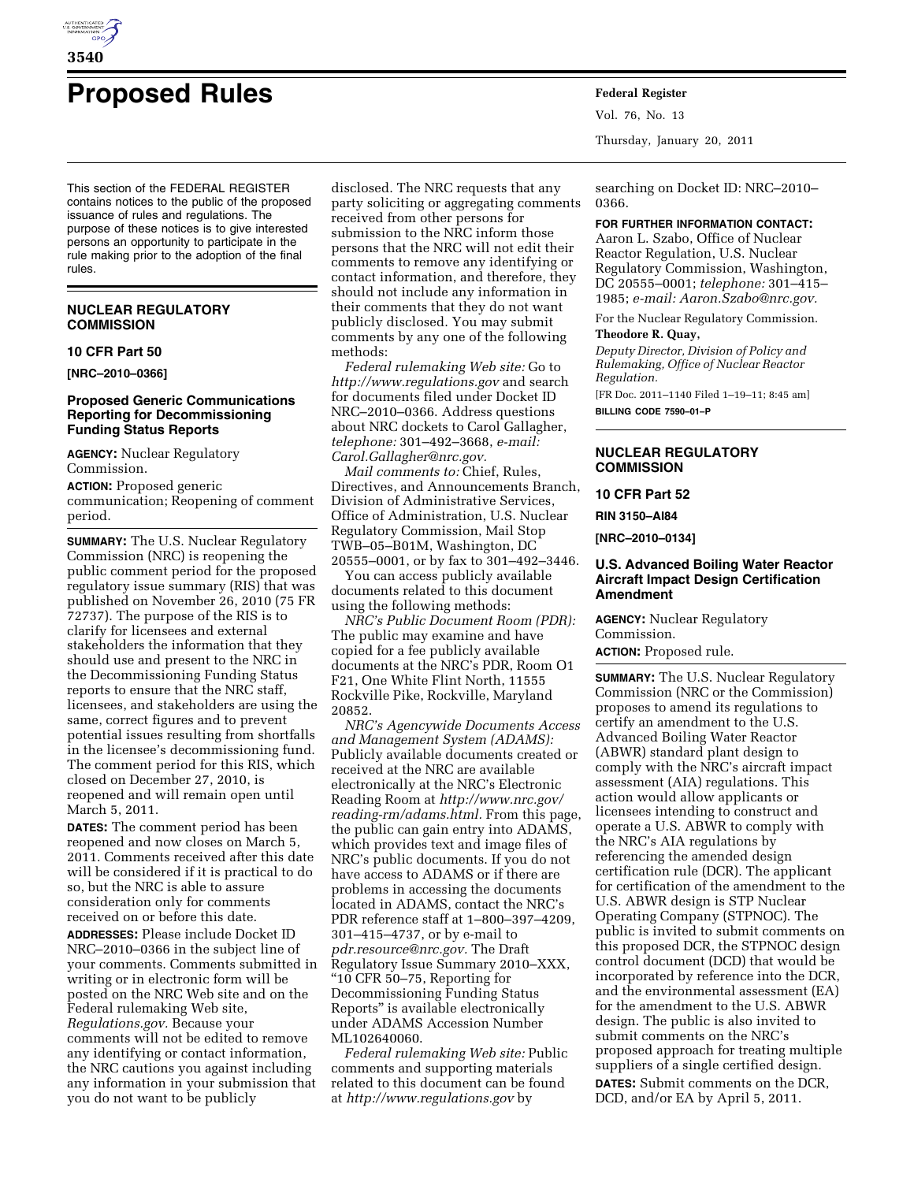# Proposed Rules

This section of the FEDERAL REGISTER contains notices to the public of the proposed issuance of rules and regulations. The purpose of these notices is to give interested persons an opportunity to participate in the rule making prior to the adoption of the final rules.

## NUCLEAR REGULATORY COMMISSION

### 10 CFR Part 50

**[NRC–2010–0366]**

### Proposed Generic Communications Reporting for Decommissioning Funding Status Reports

**AGENCY:** Nuclear Regulatory Commission.

**ACTION:** Proposed generic communication; Reopening of comment period.

**SUMMARY:** The U.S. Nuclear Regulatory Commission (NRC) is reopening the public comment period for the proposed regulatory issue summary (RIS) that was published on November 26, 2010 (75 FR 72737). The purpose of the RIS is to clarify for licensees and external stakeholders the information that they should use and present to the NRC in the Decommissioning Funding Status reports to ensure that the NRC staff, licensees, and stakeholders are using the same, correct figures and to prevent potential issues resulting from shortfalls in the licensee's decommissioning fund. The comment period for this RIS, which closed on December 27, 2010, is reopened and will remain open until March 5, 2011.

**DATES:** The comment period has been reopened and now closes on March 5, 2011. Comments received after this date will be considered if it is practical to do so, but the NRC is able to assure consideration only for comments received on or before this date.

**ADDRESSES:** Please include Docket ID NRC–2010–0366 in the subject line of your comments. Comments submitted in writing or in electronic form will be posted on the NRC Web site and on the Federal rulemaking Web site, *Regulations.gov.* Because your comments will not be edited to remove any identifying or contact information, the NRC cautions you against including any information in your submission that you do not want to be publicly disclosed. The NRC requests that any party soliciting or aggregating comments received from other persons for submission to the NRC inform those persons that the NRC will not edit their comments to remove any identifying or contact information, and therefore, they should not include any information in their comments that they do not want publicly disclosed. You may submit comments by any one of the following methods:

*Federal rulemaking Web site:* Go to *http://www.regulations.gov* and search for documents filed under Docket ID NRC–2010–0366. Address questions about NRC dockets to Carol Gallagher, *telephone:* 301–492–3668, *e-mail: Carol.Gallagher@nrc.gov.*

*Mail comments to:* Chief, Rules, Directives, and Announcements Branch, Division of Administrative Services, Office of Administration, U.S. Nuclear Regulatory Commission, Mail Stop TWB–05–B01M, Washington, DC 20555–0001, or by fax to 301–492–3446.

You can access publicly available documents related to this document using the following methods:

*NRC's Public Document Room (PDR):* The public may examine and have copied for a fee publicly available documents at the NRC's PDR, Room O1 F21, One White Flint North, 11555 Rockville Pike, Rockville, Maryland 20852.

*NRC's Agencywide Documents Access and Management System (ADAMS):* Publicly available documents created or received at the NRC are available electronically at the NRC's Electronic Reading Room at *http://www.nrc.gov/reading-rm/adams.html.* From this page, the public can gain entry into ADAMS, which provides text and image files of NRC's public documents. If you do not have access to ADAMS or if there are problems in accessing the documents located in ADAMS, contact the NRC's PDR reference staff at 1–800–397–4209, 301–415–4737, or by e-mail to *pdr.resource@nrc.gov.* The Draft Regulatory Issue Summary 2010–XXX, "10 CFR 50–75, Reporting for Decommissioning Funding Status Reports" is available electronically under ADAMS Accession Number ML102640060.

*Federal rulemaking Web site:* Public comments and supporting materials related to this document can be found at *http://www.regulations.gov* by searching on Docket ID: NRC–2010–0366.

**FOR FURTHER INFORMATION CONTACT:** Aaron L. Szabo, Office of Nuclear Reactor Regulation, U.S. Nuclear Regulatory Commission, Washington, DC 20555–0001; *telephone:* 301–415–1985; *e-mail: Aaron.Szabo@nrc.gov.*

For the Nuclear Regulatory Commission.

**Theodore R. Quay,**

*Deputy Director, Division of Policy and Rulemaking, Office of Nuclear Reactor Regulation.*

[FR Doc. 2011–1140 Filed 1–19–11; 8:45 am]

**BILLING CODE 7590–01–P**

## NUCLEAR REGULATORY COMMISSION

### 10 CFR Part 52

**RIN 3150–AI84**

**[NRC–2010–0134]**

### U.S. Advanced Boiling Water Reactor Aircraft Impact Design Certification Amendment

**AGENCY:** Nuclear Regulatory Commission.

**ACTION:** Proposed rule.

**SUMMARY:** The U.S. Nuclear Regulatory Commission (NRC or the Commission) proposes to amend its regulations to certify an amendment to the U.S. Advanced Boiling Water Reactor (ABWR) standard plant design to comply with the NRC's aircraft impact assessment (AIA) regulations. This action would allow applicants or licensees intending to construct and operate a U.S. ABWR to comply with the NRC's AIA regulations by referencing the amended design certification rule (DCR). The applicant for certification of the amendment to the U.S. ABWR design is STP Nuclear Operating Company (STPNOC). The public is invited to submit comments on this proposed DCR, the STPNOC design control document (DCD) that would be incorporated by reference into the DCR, and the environmental assessment (EA) for the amendment to the U.S. ABWR design. The public is also invited to submit comments on the NRC's proposed approach for treating multiple suppliers of a single certified design.

**DATES:** Submit comments on the DCR, DCD, and/or EA by April 5, 2011.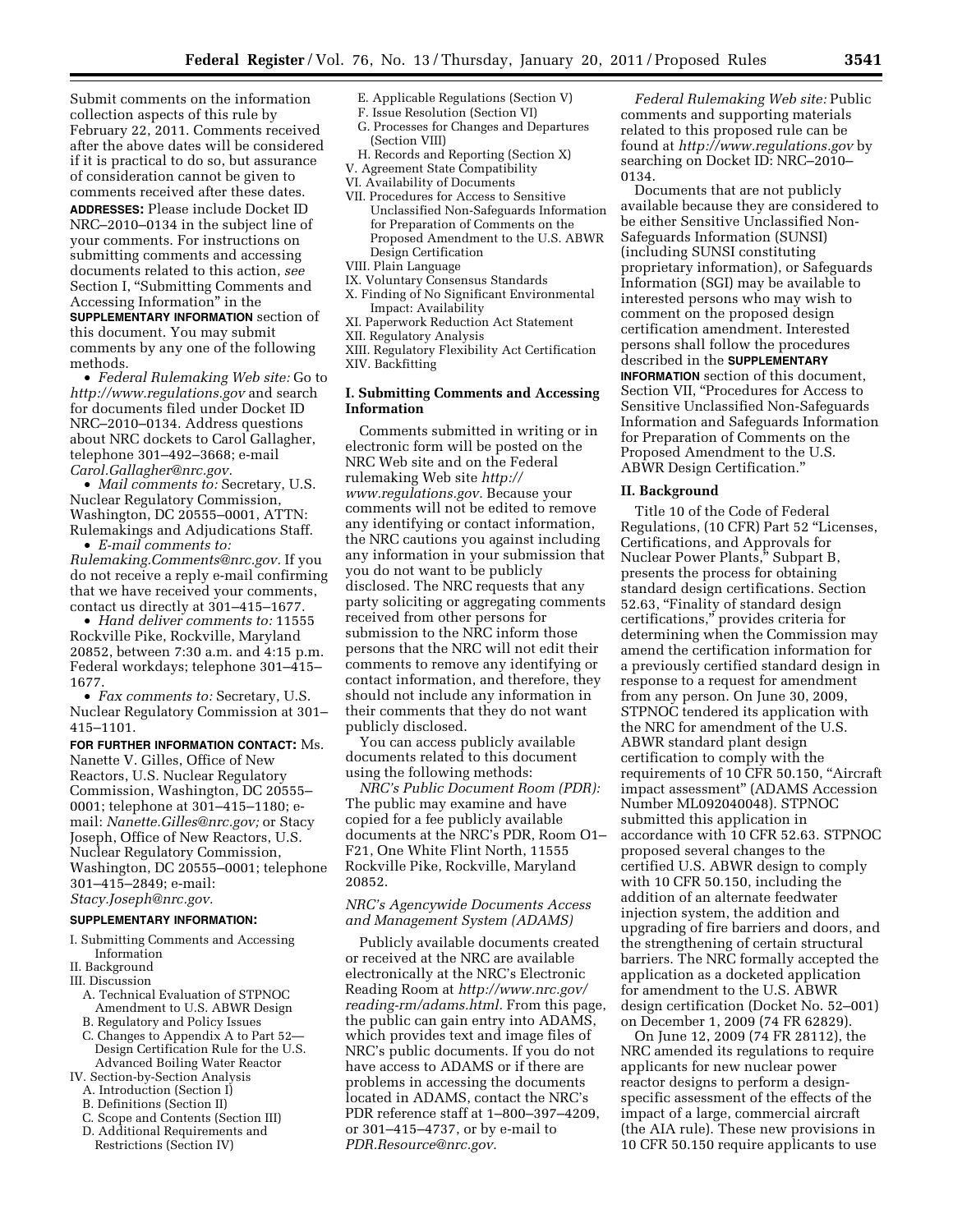Submit comments on the information collection aspects of this rule by February 22, 2011. Comments received after the above dates will be considered if it is practical to do so, but assurance of consideration cannot be given to comments received after these dates.

**ADDRESSES:** Please include Docket ID NRC–2010–0134 in the subject line of your comments. For instructions on submitting comments and accessing documents related to this action, *see* Section I, "Submitting Comments and Accessing Information" in the **SUPPLEMENTARY INFORMATION** section of this document. You may submit comments by any one of the following methods.

- *Federal Rulemaking Web site:* Go to *http://www.regulations.gov* and search for documents filed under Docket ID NRC–2010–0134. Address questions about NRC dockets to Carol Gallagher, telephone 301–492–3668; e-mail *Carol.Gallagher@nrc.gov.*
- *Mail comments to:* Secretary, U.S. Nuclear Regulatory Commission, Washington, DC 20555–0001, ATTN: Rulemakings and Adjudications Staff.
- *E-mail comments to: Rulemaking.Comments@nrc.gov.* If you do not receive a reply e-mail confirming that we have received your comments, contact us directly at 301–415–1677.
- *Hand deliver comments to:* 11555 Rockville Pike, Rockville, Maryland 20852, between 7:30 a.m. and 4:15 p.m. Federal workdays; telephone 301–415–1677.
- *Fax comments to:* Secretary, U.S. Nuclear Regulatory Commission at 301–415–1101.

**FOR FURTHER INFORMATION CONTACT:** Ms. Nanette V. Gilles, Office of New Reactors, U.S. Nuclear Regulatory Commission, Washington, DC 20555–0001; telephone at 301–415–1180; e-mail: *Nanette.Gilles@nrc.gov;* or Stacy Joseph, Office of New Reactors, U.S. Nuclear Regulatory Commission, Washington, DC 20555–0001; telephone 301–415–2849; e-mail: *Stacy.Joseph@nrc.gov.*

**SUPPLEMENTARY INFORMATION:**

I. Submitting Comments and Accessing Information
II. Background
III. Discussion
 A. Technical Evaluation of STPNOC Amendment to U.S. ABWR Design
 B. Regulatory and Policy Issues
 C. Changes to Appendix A to Part 52—Design Certification Rule for the U.S. Advanced Boiling Water Reactor
IV. Section-by-Section Analysis
 A. Introduction (Section I)
 B. Definitions (Section II)
 C. Scope and Contents (Section III)
 D. Additional Requirements and Restrictions (Section IV)
 E. Applicable Regulations (Section V)
 F. Issue Resolution (Section VI)
 G. Processes for Changes and Departures (Section VIII)
 H. Records and Reporting (Section X)
V. Agreement State Compatibility
VI. Availability of Documents
VII. Procedures for Access to Sensitive Unclassified Non-Safeguards Information for Preparation of Comments on the Proposed Amendment to the U.S. ABWR Design Certification
VIII. Plain Language
IX. Voluntary Consensus Standards
X. Finding of No Significant Environmental Impact: Availability
XI. Paperwork Reduction Act Statement
XII. Regulatory Analysis
XIII. Regulatory Flexibility Act Certification
XIV. Backfitting

## I. Submitting Comments and Accessing Information

Comments submitted in writing or in electronic form will be posted on the NRC Web site and on the Federal rulemaking Web site *http://www.regulations.gov.* Because your comments will not be edited to remove any identifying or contact information, the NRC cautions you against including any information in your submission that you do not want to be publicly disclosed. The NRC requests that any party soliciting or aggregating comments received from other persons for submission to the NRC inform those persons that the NRC will not edit their comments to remove any identifying or contact information, and therefore, they should not include any information in their comments that they do not want publicly disclosed.

You can access publicly available documents related to this document using the following methods:

*NRC's Public Document Room (PDR):* The public may examine and have copied for a fee publicly available documents at the NRC's PDR, Room O1–F21, One White Flint North, 11555 Rockville Pike, Rockville, Maryland 20852.

*NRC's Agencywide Documents Access and Management System (ADAMS)*

Publicly available documents created or received at the NRC are available electronically at the NRC's Electronic Reading Room at *http://www.nrc.gov/reading-rm/adams.html.* From this page, the public can gain entry into ADAMS, which provides text and image files of NRC's public documents. If you do not have access to ADAMS or if there are problems in accessing the documents located in ADAMS, contact the NRC's PDR reference staff at 1–800–397–4209, or 301–415–4737, or by e-mail to *PDR.Resource@nrc.gov.*

*Federal Rulemaking Web site:* Public comments and supporting materials related to this proposed rule can be found at *http://www.regulations.gov* by searching on Docket ID: NRC–2010–0134.

Documents that are not publicly available because they are considered to be either Sensitive Unclassified Non-Safeguards Information (SUNSI) (including SUNSI constituting proprietary information), or Safeguards Information (SGI) may be available to interested persons who may wish to comment on the proposed design certification amendment. Interested persons shall follow the procedures described in the **SUPPLEMENTARY INFORMATION** section of this document, Section VII, "Procedures for Access to Sensitive Unclassified Non-Safeguards Information and Safeguards Information for Preparation of Comments on the Proposed Amendment to the U.S. ABWR Design Certification."

## II. Background

Title 10 of the Code of Federal Regulations, (10 CFR) Part 52 "Licenses, Certifications, and Approvals for Nuclear Power Plants," Subpart B, presents the process for obtaining standard design certifications. Section 52.63, "Finality of standard design certifications," provides criteria for determining when the Commission may amend the certification information for a previously certified standard design in response to a request for amendment from any person. On June 30, 2009, STPNOC tendered its application with the NRC for amendment of the U.S. ABWR standard plant design certification to comply with the requirements of 10 CFR 50.150, "Aircraft impact assessment" (ADAMS Accession Number ML092040048). STPNOC submitted this application in accordance with 10 CFR 52.63. STPNOC proposed several changes to the certified U.S. ABWR design to comply with 10 CFR 50.150, including the addition of an alternate feedwater injection system, the addition and upgrading of fire barriers and doors, and the strengthening of certain structural barriers. The NRC formally accepted the application as a docketed application for amendment to the U.S. ABWR design certification (Docket No. 52–001) on December 1, 2009 (74 FR 62829).

On June 12, 2009 (74 FR 28112), the NRC amended its regulations to require applicants for new nuclear power reactor designs to perform a design-specific assessment of the effects of the impact of a large, commercial aircraft (the AIA rule). These new provisions in 10 CFR 50.150 require applicants to use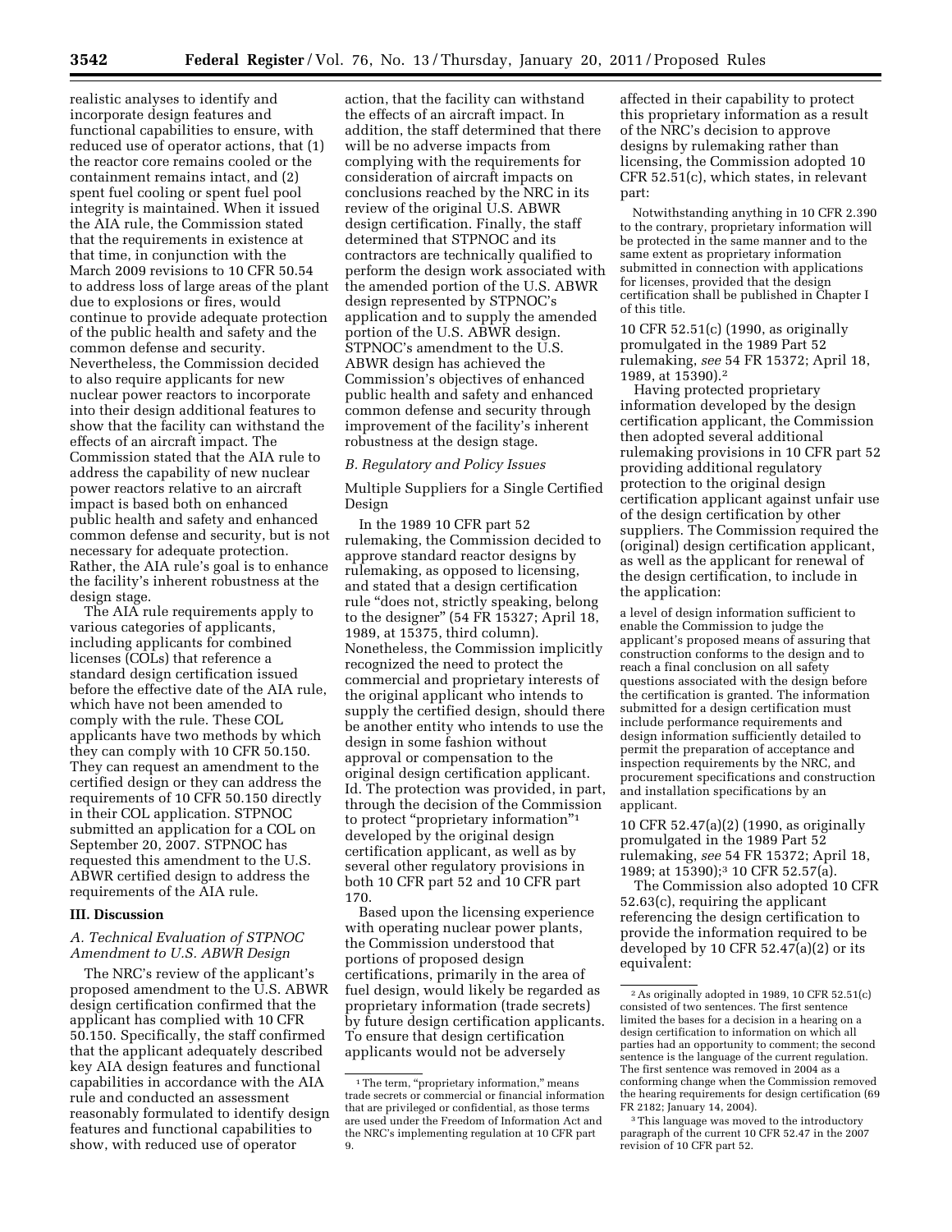realistic analyses to identify and incorporate design features and functional capabilities to ensure, with reduced use of operator actions, that (1) the reactor core remains cooled or the containment remains intact, and (2) spent fuel cooling or spent fuel pool integrity is maintained. When it issued the AIA rule, the Commission stated that the requirements in existence at that time, in conjunction with the March 2009 revisions to 10 CFR 50.54 to address loss of large areas of the plant due to explosions or fires, would continue to provide adequate protection of the public health and safety and the common defense and security. Nevertheless, the Commission decided to also require applicants for new nuclear power reactors to incorporate into their design additional features to show that the facility can withstand the effects of an aircraft impact. The Commission stated that the AIA rule to address the capability of new nuclear power reactors relative to an aircraft impact is based both on enhanced public health and safety and enhanced common defense and security, but is not necessary for adequate protection. Rather, the AIA rule's goal is to enhance the facility's inherent robustness at the design stage.

The AIA rule requirements apply to various categories of applicants, including applicants for combined licenses (COLs) that reference a standard design certification issued before the effective date of the AIA rule, which have not been amended to comply with the rule. These COL applicants have two methods by which they can comply with 10 CFR 50.150. They can request an amendment to the certified design or they can address the requirements of 10 CFR 50.150 directly in their COL application. STPNOC submitted an application for a COL on September 20, 2007. STPNOC has requested this amendment to the U.S. ABWR certified design to address the requirements of the AIA rule.

## III. Discussion

### *A. Technical Evaluation of STPNOC Amendment to U.S. ABWR Design*

The NRC's review of the applicant's proposed amendment to the U.S. ABWR design certification confirmed that the applicant has complied with 10 CFR 50.150. Specifically, the staff confirmed that the applicant adequately described key AIA design features and functional capabilities in accordance with the AIA rule and conducted an assessment reasonably formulated to identify design features and functional capabilities to show, with reduced use of operator action, that the facility can withstand the effects of an aircraft impact. In addition, the staff determined that there will be no adverse impacts from complying with the requirements for consideration of aircraft impacts on conclusions reached by the NRC in its review of the original U.S. ABWR design certification. Finally, the staff determined that STPNOC and its contractors are technically qualified to perform the design work associated with the amended portion of the U.S. ABWR design represented by STPNOC's application and to supply the amended portion of the U.S. ABWR design. STPNOC's amendment to the U.S. ABWR design has achieved the Commission's objectives of enhanced public health and safety and enhanced common defense and security through improvement of the facility's inherent robustness at the design stage.

### *B. Regulatory and Policy Issues*

Multiple Suppliers for a Single Certified Design

In the 1989 10 CFR part 52 rulemaking, the Commission decided to approve standard reactor designs by rulemaking, as opposed to licensing, and stated that a design certification rule "does not, strictly speaking, belong to the designer" (54 FR 15327; April 18, 1989, at 15375, third column). Nonetheless, the Commission implicitly recognized the need to protect the commercial and proprietary interests of the original applicant who intends to supply the certified design, should there be another entity who intends to use the design in some fashion without approval or compensation to the original design certification applicant. Id. The protection was provided, in part, through the decision of the Commission to protect "proprietary information"[1] developed by the original design certification applicant, as well as by several other regulatory provisions in both 10 CFR part 52 and 10 CFR part 170.

Based upon the licensing experience with operating nuclear power plants, the Commission understood that portions of proposed design certifications, primarily in the area of fuel design, would likely be regarded as proprietary information (trade secrets) by future design certification applicants. To ensure that design certification applicants would not be adversely affected in their capability to protect this proprietary information as a result of the NRC's decision to approve designs by rulemaking rather than licensing, the Commission adopted 10 CFR 52.51(c), which states, in relevant part:

> Notwithstanding anything in 10 CFR 2.390 to the contrary, proprietary information will be protected in the same manner and to the same extent as proprietary information submitted in connection with applications for licenses, provided that the design certification shall be published in Chapter I of this title.

10 CFR 52.51(c) (1990, as originally promulgated in the 1989 Part 52 rulemaking, *see* 54 FR 15372; April 18, 1989, at 15390).[2]

Having protected proprietary information developed by the design certification applicant, the Commission then adopted several additional rulemaking provisions in 10 CFR part 52 providing additional regulatory protection to the original design certification applicant against unfair use of the design certification by other suppliers. The Commission required the (original) design certification applicant, as well as the applicant for renewal of the design certification, to include in the application:

> a level of design information sufficient to enable the Commission to judge the applicant's proposed means of assuring that construction conforms to the design and to reach a final conclusion on all safety questions associated with the design before the certification is granted. The information submitted for a design certification must include performance requirements and design information sufficiently detailed to permit the preparation of acceptance and inspection requirements by the NRC, and procurement specifications and construction and installation specifications by an applicant.

10 CFR 52.47(a)(2) (1990, as originally promulgated in the 1989 Part 52 rulemaking, *see* 54 FR 15372; April 18, 1989; at 15390);[3] 10 CFR 52.57(a).

The Commission also adopted 10 CFR 52.63(c), requiring the applicant referencing the design certification to provide the information required to be developed by 10 CFR 52.47(a)(2) or its equivalent:

---

[1] The term, "proprietary information," means trade secrets or commercial or financial information that are privileged or confidential, as those terms are used under the Freedom of Information Act and the NRC's implementing regulation at 10 CFR part 9.

[2] As originally adopted in 1989, 10 CFR 52.51(c) consisted of two sentences. The first sentence limited the bases for a decision in a hearing on a design certification to information on which all parties had an opportunity to comment; the second sentence is the language of the current regulation. The first sentence was removed in 2004 as a conforming change when the Commission removed the hearing requirements for design certification (69 FR 2182; January 14, 2004).

[3] This language was moved to the introductory paragraph of the current 10 CFR 52.47 in the 2007 revision of 10 CFR part 52.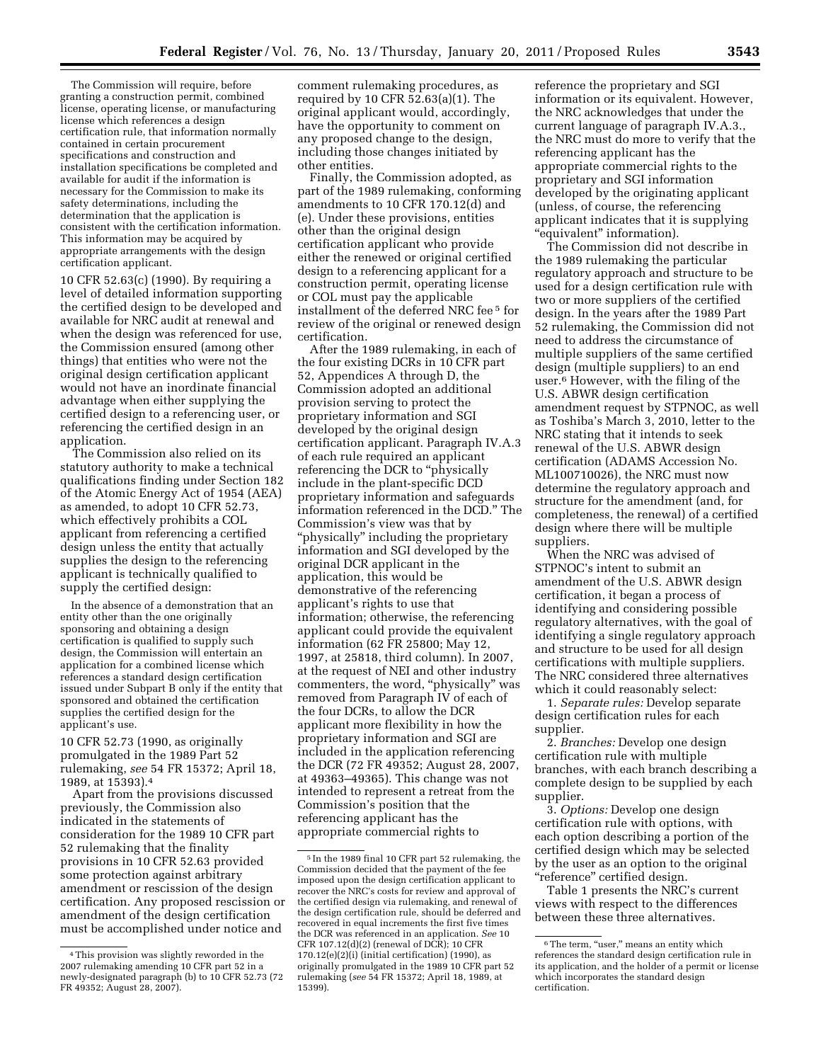The Commission will require, before granting a construction permit, combined license, operating license, or manufacturing license which references a design certification rule, that information normally contained in certain procurement specifications and construction and installation specifications be completed and available for audit if the information is necessary for the Commission to make its safety determinations, including the determination that the application is consistent with the certification information. This information may be acquired by appropriate arrangements with the design certification applicant.

10 CFR 52.63(c) (1990). By requiring a level of detailed information supporting the certified design to be developed and available for NRC audit at renewal and when the design was referenced for use, the Commission ensured (among other things) that entities who were not the original design certification applicant would not have an inordinate financial advantage when either supplying the certified design to a referencing user, or referencing the certified design in an application.

The Commission also relied on its statutory authority to make a technical qualifications finding under Section 182 of the Atomic Energy Act of 1954 (AEA) as amended, to adopt 10 CFR 52.73, which effectively prohibits a COL applicant from referencing a certified design unless the entity that actually supplies the design to the referencing applicant is technically qualified to supply the certified design:

> In the absence of a demonstration that an entity other than the one originally sponsoring and obtaining a design certification is qualified to supply such design, the Commission will entertain an application for a combined license which references a standard design certification issued under Subpart B only if the entity that sponsored and obtained the certification supplies the certified design for the applicant's use.

10 CFR 52.73 (1990, as originally promulgated in the 1989 Part 52 rulemaking, *see* 54 FR 15372; April 18, 1989, at 15393).[4]

Apart from the provisions discussed previously, the Commission also indicated in the statements of consideration for the 1989 10 CFR part 52 rulemaking that the finality provisions in 10 CFR 52.63 provided some protection against arbitrary amendment or rescission of the design certification. Any proposed rescission or amendment of the design certification must be accomplished under notice and comment rulemaking procedures, as required by 10 CFR 52.63(a)(1). The original applicant would, accordingly, have the opportunity to comment on any proposed change to the design, including those changes initiated by other entities.

Finally, the Commission adopted, as part of the 1989 rulemaking, conforming amendments to 10 CFR 170.12(d) and (e). Under these provisions, entities other than the original design certification applicant who provide either the renewed or original certified design to a referencing applicant for a construction permit, operating license or COL must pay the applicable installment of the deferred NRC fee[5] for review of the original or renewed design certification.

After the 1989 rulemaking, in each of the four existing DCRs in 10 CFR part 52, Appendices A through D, the Commission adopted an additional provision serving to protect the proprietary information and SGI developed by the original design certification applicant. Paragraph IV.A.3 of each rule required an applicant referencing the DCR to "physically include in the plant-specific DCD proprietary information and safeguards information referenced in the DCD." The Commission's view was that by "physically" including the proprietary information and SGI developed by the original DCR applicant in the application, this would be demonstrative of the referencing applicant's rights to use that information; otherwise, the referencing applicant could provide the equivalent information (62 FR 25800; May 12, 1997, at 25818, third column). In 2007, at the request of NEI and other industry commenters, the word, "physically" was removed from Paragraph IV of each of the four DCRs, to allow the DCR applicant more flexibility in how the proprietary information and SGI are included in the application referencing the DCR (72 FR 49352; August 28, 2007, at 49363–49365). This change was not intended to represent a retreat from the Commission's position that the referencing applicant has the appropriate commercial rights to reference the proprietary and SGI information or its equivalent. However, the NRC acknowledges that under the current language of paragraph IV.A.3., the NRC must do more to verify that the referencing applicant has the appropriate commercial rights to the proprietary and SGI information developed by the originating applicant (unless, of course, the referencing applicant indicates that it is supplying "equivalent" information).

The Commission did not describe in the 1989 rulemaking the particular regulatory approach and structure to be used for a design certification rule with two or more suppliers of the certified design. In the years after the 1989 Part 52 rulemaking, the Commission did not need to address the circumstance of multiple suppliers of the same certified design (multiple suppliers) to an end user.[6] However, with the filing of the U.S. ABWR design certification amendment request by STPNOC, as well as Toshiba's March 3, 2010, letter to the NRC stating that it intends to seek renewal of the U.S. ABWR design certification (ADAMS Accession No. ML100710026), the NRC must now determine the regulatory approach and structure for the amendment (and, for completeness, the renewal) of a certified design where there will be multiple suppliers.

When the NRC was advised of STPNOC's intent to submit an amendment of the U.S. ABWR design certification, it began a process of identifying and considering possible regulatory alternatives, with the goal of identifying a single regulatory approach and structure to be used for all design certifications with multiple suppliers. The NRC considered three alternatives which it could reasonably select:

1. *Separate rules:* Develop separate design certification rules for each supplier.
2. *Branches:* Develop one design certification rule with multiple branches, with each branch describing a complete design to be supplied by each supplier.
3. *Options:* Develop one design certification rule with options, with each option describing a portion of the certified design which may be selected by the user as an option to the original "reference" certified design.

Table 1 presents the NRC's current views with respect to the differences between these three alternatives.

---

[4] This provision was slightly reworded in the 2007 rulemaking amending 10 CFR part 52 in a newly-designated paragraph (b) to 10 CFR 52.73 (72 FR 49352; August 28, 2007).

[5] In the 1989 final 10 CFR part 52 rulemaking, the Commission decided that the payment of the fee imposed upon the design certification applicant to recover the NRC's costs for review and approval of the certified design via rulemaking, and renewal of the design certification rule, should be deferred and recovered in equal increments the first five times the DCR was referenced in an application. *See* 10 CFR 107.12(d)(2) (renewal of DCR); 10 CFR 170.12(e)(2)(i) (initial certification) (1990), as originally promulgated in the 1989 10 CFR part 52 rulemaking (*see* 54 FR 15372; April 18, 1989, at 15399).

[6] The term, "user," means an entity which references the standard design certification rule in its application, and the holder of a permit or license which incorporates the standard design certification.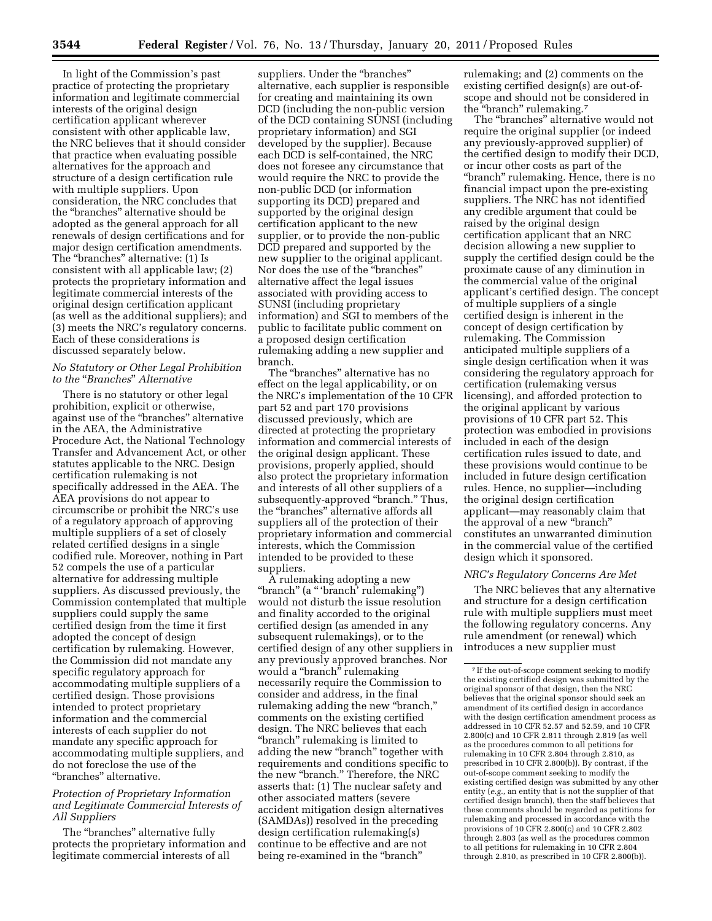In light of the Commission's past practice of protecting the proprietary information and legitimate commercial interests of the original design certification applicant wherever consistent with other applicable law, the NRC believes that it should consider that practice when evaluating possible alternatives for the approach and structure of a design certification rule with multiple suppliers. Upon consideration, the NRC concludes that the "branches" alternative should be adopted as the general approach for all renewals of design certifications and for major design certification amendments. The "branches" alternative: (1) Is consistent with all applicable law; (2) protects the proprietary information and legitimate commercial interests of the original design certification applicant (as well as the additional suppliers); and (3) meets the NRC's regulatory concerns. Each of these considerations is discussed separately below.

*No Statutory or Other Legal Prohibition to the "Branches" Alternative*

There is no statutory or other legal prohibition, explicit or otherwise, against use of the "branches" alternative in the AEA, the Administrative Procedure Act, the National Technology Transfer and Advancement Act, or other statutes applicable to the NRC. Design certification rulemaking is not specifically addressed in the AEA. The AEA provisions do not appear to circumscribe or prohibit the NRC's use of a regulatory approach of approving multiple suppliers of a set of closely related certified designs in a single codified rule. Moreover, nothing in Part 52 compels the use of a particular alternative for addressing multiple suppliers. As discussed previously, the Commission contemplated that multiple suppliers could supply the same certified design from the time it first adopted the concept of design certification by rulemaking. However, the Commission did not mandate any specific regulatory approach for accommodating multiple suppliers of a certified design. Those provisions intended to protect proprietary information and the commercial interests of each supplier do not mandate any specific approach for accommodating multiple suppliers, and do not foreclose the use of the "branches" alternative.

*Protection of Proprietary Information and Legitimate Commercial Interests of All Suppliers*

The "branches" alternative fully protects the proprietary information and legitimate commercial interests of all suppliers. Under the "branches" alternative, each supplier is responsible for creating and maintaining its own DCD (including the non-public version of the DCD containing SUNSI (including proprietary information) and SGI developed by the supplier). Because each DCD is self-contained, the NRC does not foresee any circumstance that would require the NRC to provide the non-public DCD (or information supporting its DCD) prepared and supported by the original design certification applicant to the new supplier, or to provide the non-public DCD prepared and supported by the new supplier to the original applicant. Nor does the use of the "branches" alternative affect the legal issues associated with providing access to SUNSI (including proprietary information) and SGI to members of the public to facilitate public comment on a proposed design certification rulemaking adding a new supplier and branch.

The "branches" alternative has no effect on the legal applicability, or on the NRC's implementation of the 10 CFR part 52 and part 170 provisions discussed previously, which are directed at protecting the proprietary information and commercial interests of the original design applicant. These provisions, properly applied, should also protect the proprietary information and interests of all other suppliers of a subsequently-approved "branch." Thus, the "branches" alternative affords all suppliers all of the protection of their proprietary information and commercial interests, which the Commission intended to be provided to these suppliers.

A rulemaking adopting a new "branch" (a "'branch' rulemaking") would not disturb the issue resolution and finality accorded to the original certified design (as amended in any subsequent rulemakings), or to the certified design of any other suppliers in any previously approved branches. Nor would a "branch" rulemaking necessarily require the Commission to consider and address, in the final rulemaking adding the new "branch," comments on the existing certified design. The NRC believes that each "branch" rulemaking is limited to adding the new "branch" together with requirements and conditions specific to the new "branch." Therefore, the NRC asserts that: (1) The nuclear safety and other associated matters (severe accident mitigation design alternatives (SAMDAs)) resolved in the preceding design certification rulemaking(s) continue to be effective and are not being re-examined in the "branch" rulemaking; and (2) comments on the existing certified design(s) are out-of-scope and should not be considered in the "branch" rulemaking.[7]

The "branches" alternative would not require the original supplier (or indeed any previously-approved supplier) of the certified design to modify their DCD, or incur other costs as part of the "branch" rulemaking. Hence, there is no financial impact upon the pre-existing suppliers. The NRC has not identified any credible argument that could be raised by the original design certification applicant that an NRC decision allowing a new supplier to supply the certified design could be the proximate cause of any diminution in the commercial value of the original applicant's certified design. The concept of multiple suppliers of a single certified design is inherent in the concept of design certification by rulemaking. The Commission anticipated multiple suppliers of a single design certification when it was considering the regulatory approach for certification (rulemaking versus licensing), and afforded protection to the original applicant by various provisions of 10 CFR part 52. This protection was embodied in provisions included in each of the design certification rules issued to date, and these provisions would continue to be included in future design certification rules. Hence, no supplier—including the original design certification applicant—may reasonably claim that the approval of a new "branch" constitutes an unwarranted diminution in the commercial value of the certified design which it sponsored.

*NRC's Regulatory Concerns Are Met*

The NRC believes that any alternative and structure for a design certification rule with multiple suppliers must meet the following regulatory concerns. Any rule amendment (or renewal) which introduces a new supplier must

---

[7] If the out-of-scope comment seeking to modify the existing certified design was submitted by the original sponsor of that design, then the NRC believes that the original sponsor should seek an amendment of its certified design in accordance with the design certification amendment process as addressed in 10 CFR 52.57 and 52.59, and 10 CFR 2.800(c) and 10 CFR 2.811 through 2.819 (as well as the procedures common to all petitions for rulemaking in 10 CFR 2.804 through 2.810, as prescribed in 10 CFR 2.800(b)). By contrast, if the out-of-scope comment seeking to modify the existing certified design was submitted by any other entity (*e.g.,* an entity that is not the supplier of that certified design branch), then the staff believes that these comments should be regarded as petitions for rulemaking and processed in accordance with the provisions of 10 CFR 2.800(c) and 10 CFR 2.802 through 2.803 (as well as the procedures common to all petitions for rulemaking in 10 CFR 2.804 through 2.810, as prescribed in 10 CFR 2.800(b)).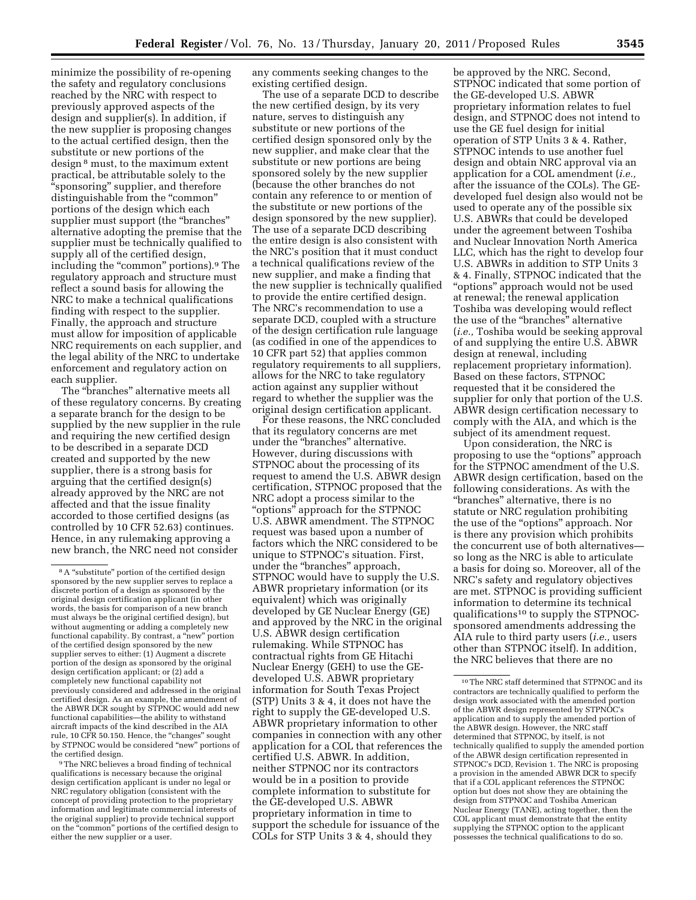minimize the possibility of re-opening the safety and regulatory conclusions reached by the NRC with respect to previously approved aspects of the design and supplier(s). In addition, if the new supplier is proposing changes to the actual certified design, then the substitute or new portions of the design [8] must, to the maximum extent practical, be attributable solely to the "sponsoring" supplier, and therefore distinguishable from the "common" portions of the design which each supplier must support (the "branches" alternative adopting the premise that the supplier must be technically qualified to supply all of the certified design, including the "common" portions).[9] The regulatory approach and structure must reflect a sound basis for allowing the NRC to make a technical qualifications finding with respect to the supplier. Finally, the approach and structure must allow for imposition of applicable NRC requirements on each supplier, and the legal ability of the NRC to undertake enforcement and regulatory action on each supplier.

The "branches" alternative meets all of these regulatory concerns. By creating a separate branch for the design to be supplied by the new supplier in the rule and requiring the new certified design to be described in a separate DCD created and supported by the new supplier, there is a strong basis for arguing that the certified design(s) already approved by the NRC are not affected and that the issue finality accorded to those certified designs (as controlled by 10 CFR 52.63) continues. Hence, in any rulemaking approving a new branch, the NRC need not consider any comments seeking changes to the existing certified design.

The use of a separate DCD to describe the new certified design, by its very nature, serves to distinguish any substitute or new portions of the certified design sponsored only by the new supplier, and make clear that the substitute or new portions are being sponsored solely by the new supplier (because the other branches do not contain any reference to or mention of the substitute or new portions of the design sponsored by the new supplier). The use of a separate DCD describing the entire design is also consistent with the NRC's position that it must conduct a technical qualifications review of the new supplier, and make a finding that the new supplier is technically qualified to provide the entire certified design. The NRC's recommendation to use a separate DCD, coupled with a structure of the design certification rule language (as codified in one of the appendices to 10 CFR part 52) that applies common regulatory requirements to all suppliers, allows for the NRC to take regulatory action against any supplier without regard to whether the supplier was the original design certification applicant.

For these reasons, the NRC concluded that its regulatory concerns are met under the "branches" alternative. However, during discussions with STPNOC about the processing of its request to amend the U.S. ABWR design certification, STPNOC proposed that the NRC adopt a process similar to the "options" approach for the STPNOC U.S. ABWR amendment. The STPNOC request was based upon a number of factors which the NRC considered to be unique to STPNOC's situation. First, under the "branches" approach, STPNOC would have to supply the U.S. ABWR proprietary information (or its equivalent) which was originally developed by GE Nuclear Energy (GE) and approved by the NRC in the original U.S. ABWR design certification rulemaking. While STPNOC has contractual rights from GE Hitachi Nuclear Energy (GEH) to use the GE-developed U.S. ABWR proprietary information for South Texas Project (STP) Units 3 & 4, it does not have the right to supply the GE-developed U.S. ABWR proprietary information to other companies in connection with any other application for a COL that references the certified U.S. ABWR. In addition, neither STPNOC nor its contractors would be in a position to provide complete information to substitute for the GE-developed U.S. ABWR proprietary information in time to support the schedule for issuance of the COLs for STP Units 3 & 4, should they be approved by the NRC. Second, STPNOC indicated that some portion of the GE-developed U.S. ABWR proprietary information relates to fuel design, and STPNOC does not intend to use the GE fuel design for initial operation of STP Units 3 & 4. Rather, STPNOC intends to use another fuel design and obtain NRC approval via an application for a COL amendment (*i.e.,* after the issuance of the COLs). The GE-developed fuel design also would not be used to operate any of the possible six U.S. ABWRs that could be developed under the agreement between Toshiba and Nuclear Innovation North America LLC, which has the right to develop four U.S. ABWRs in addition to STP Units 3 & 4. Finally, STPNOC indicated that the "options" approach would not be used at renewal; the renewal application Toshiba was developing would reflect the use of the "branches" alternative (*i.e.,* Toshiba would be seeking approval of and supplying the entire U.S. ABWR design at renewal, including replacement proprietary information). Based on these factors, STPNOC requested that it be considered the supplier for only that portion of the U.S. ABWR design certification necessary to comply with the AIA, and which is the subject of its amendment request.

Upon consideration, the NRC is proposing to use the "options" approach for the STPNOC amendment of the U.S. ABWR design certification, based on the following considerations. As with the "branches" alternative, there is no statute or NRC regulation prohibiting the use of the "options" approach. Nor is there any provision which prohibits the concurrent use of both alternatives—so long as the NRC is able to articulate a basis for doing so. Moreover, all of the NRC's safety and regulatory objectives are met. STPNOC is providing sufficient information to determine its technical qualifications[10] to supply the STPNOC-sponsored amendments addressing the AIA rule to third party users (*i.e.,* users other than STPNOC itself). In addition, the NRC believes that there are no

---

[8] A "substitute" portion of the certified design sponsored by the new supplier serves to replace a discrete portion of a design as sponsored by the original design certification applicant (in other words, the basis for comparison of a new branch must always be the original certified design), but without augmenting or adding a completely new functional capability. By contrast, a "new" portion of the certified design sponsored by the new supplier serves to either: (1) Augment a discrete portion of the design as sponsored by the original design certification applicant; or (2) add a completely new functional capability not previously considered and addressed in the original certified design. As an example, the amendment of the ABWR DCR sought by STPNOC would add new functional capabilities—the ability to withstand aircraft impacts of the kind described in the AIA rule, 10 CFR 50.150. Hence, the "changes" sought by STPNOC would be considered "new" portions of the certified design.

[9] The NRC believes a broad finding of technical qualifications is necessary because the original design certification applicant is under no legal or NRC regulatory obligation (consistent with the concept of providing protection to the proprietary information and legitimate commercial interests of the original supplier) to provide technical support on the "common" portions of the certified design to either the new supplier or a user.

[10] The NRC staff determined that STPNOC and its contractors are technically qualified to perform the design work associated with the amended portion of the ABWR design represented by STPNOC's application and to supply the amended portion of the ABWR design. However, the NRC staff determined that STPNOC, by itself, is not technically qualified to supply the amended portion of the ABWR design certification represented in STPNOC's DCD, Revision 1. The NRC is proposing a provision in the amended ABWR DCR to specify that if a COL applicant references the STPNOC option but does not show they are obtaining the design from STPNOC and Toshiba American Nuclear Energy (TANE), acting together, then the COL applicant must demonstrate that the entity supplying the STPNOC option to the applicant possesses the technical qualifications to do so.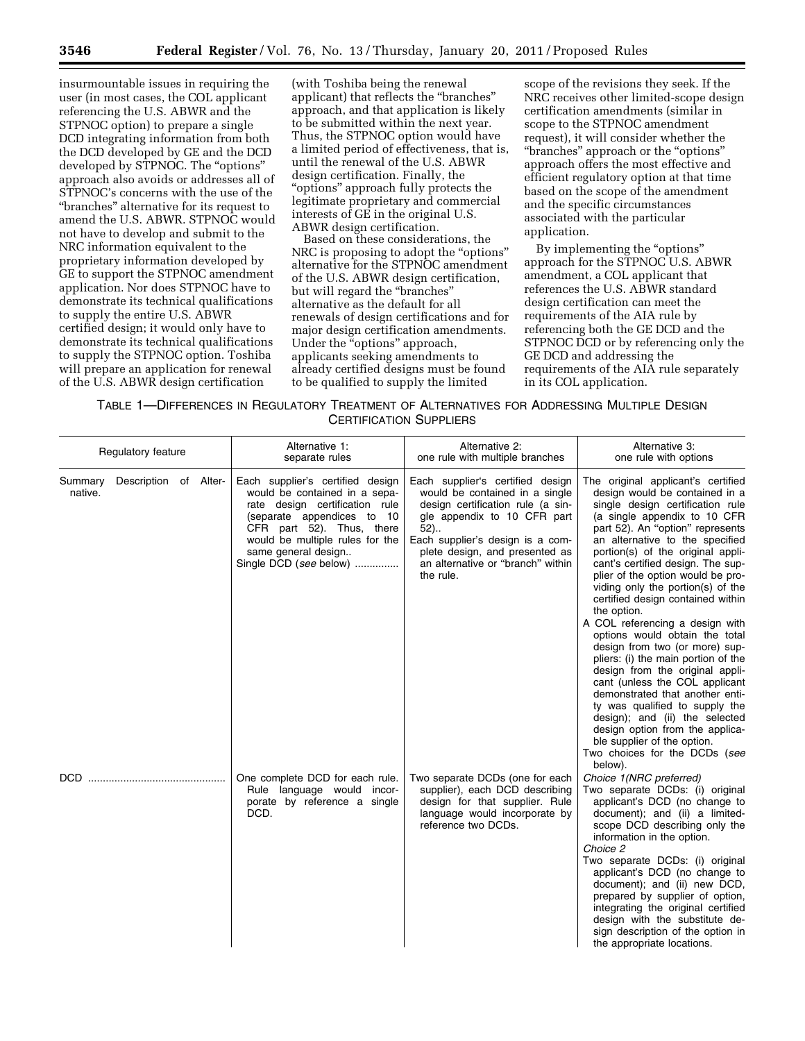insurmountable issues in requiring the user (in most cases, the COL applicant referencing the U.S. ABWR and the STPNOC option) to prepare a single DCD integrating information from both the DCD developed by GE and the DCD developed by STPNOC. The "options" approach also avoids or addresses all of STPNOC's concerns with the use of the "branches" alternative for its request to amend the U.S. ABWR. STPNOC would not have to develop and submit to the NRC information equivalent to the proprietary information developed by GE to support the STPNOC amendment application. Nor does STPNOC have to demonstrate its technical qualifications to supply the entire U.S. ABWR certified design; it would only have to demonstrate its technical qualifications to supply the STPNOC option. Toshiba will prepare an application for renewal of the U.S. ABWR design certification (with Toshiba being the renewal applicant) that reflects the "branches" approach, and that application is likely to be submitted within the next year. Thus, the STPNOC option would have a limited period of effectiveness, that is, until the renewal of the U.S. ABWR design certification. Finally, the "options" approach fully protects the legitimate proprietary and commercial interests of GE in the original U.S. ABWR design certification.

Based on these considerations, the NRC is proposing to adopt the "options" alternative for the STPNOC amendment of the U.S. ABWR design certification, but will regard the "branches" alternative as the default for all renewals of design certifications and for major design certification amendments. Under the "options" approach, applicants seeking amendments to already certified designs must be found to be qualified to supply the limited scope of the revisions they seek. If the NRC receives other limited-scope design certification amendments (similar in scope to the STPNOC amendment request), it will consider whether the "branches" approach or the "options" approach offers the most effective and efficient regulatory option at that time based on the scope of the amendment and the specific circumstances associated with the particular application.

By implementing the "options" approach for the STPNOC U.S. ABWR amendment, a COL applicant that references the U.S. ABWR standard design certification can meet the requirements of the AIA rule by referencing both the GE DCD and the STPNOC DCD or by referencing only the GE DCD and addressing the requirements of the AIA rule separately in its COL application.

TABLE 1—DIFFERENCES IN REGULATORY TREATMENT OF ALTERNATIVES FOR ADDRESSING MULTIPLE DESIGN CERTIFICATION SUPPLIERS

| Regulatory feature | Alternative 1: separate rules | Alternative 2: one rule with multiple branches | Alternative 3: one rule with options |
|---|---|---|---|
| Summary Description of Alternative. | Each supplier's certified design would be contained in a separate design certification rule (separate appendices to 10 CFR part 52). Thus, there would be multiple rules for the same general design.. Single DCD (*see* below) .............. | Each supplier's certified design would be contained in a single design certification rule (a single appendix to 10 CFR part 52).. Each supplier's design is a complete design, and presented as an alternative or "branch" within the rule. | The original applicant's certified design would be contained in a single design certification rule (a single appendix to 10 CFR part 52). An "option" represents an alternative to the specified portion(s) of the original applicant's certified design. The supplier of the option would be providing only the portion(s) of the certified design contained within the option. A COL referencing a design with options would obtain the total design from two (or more) suppliers: (i) the main portion of the design from the original applicant (unless the COL applicant demonstrated that another entity was qualified to supply the design); and (ii) the selected design option from the applicable supplier of the option. Two choices for the DCDs (*see* below). |
| DCD .............................................. | One complete DCD for each rule. Rule language would incorporate by reference a single DCD. | Two separate DCDs (one for each supplier), each DCD describing design for that supplier. Rule language would incorporate by reference two DCDs. | *Choice 1(NRC preferred)* Two separate DCDs: (i) original applicant's DCD (no change to document); and (ii) a limited-scope DCD describing only the information in the option. *Choice 2* Two separate DCDs: (i) original applicant's DCD (no change to document); and (ii) new DCD, prepared by supplier of option, integrating the original certified design with the substitute design description of the option in the appropriate locations. |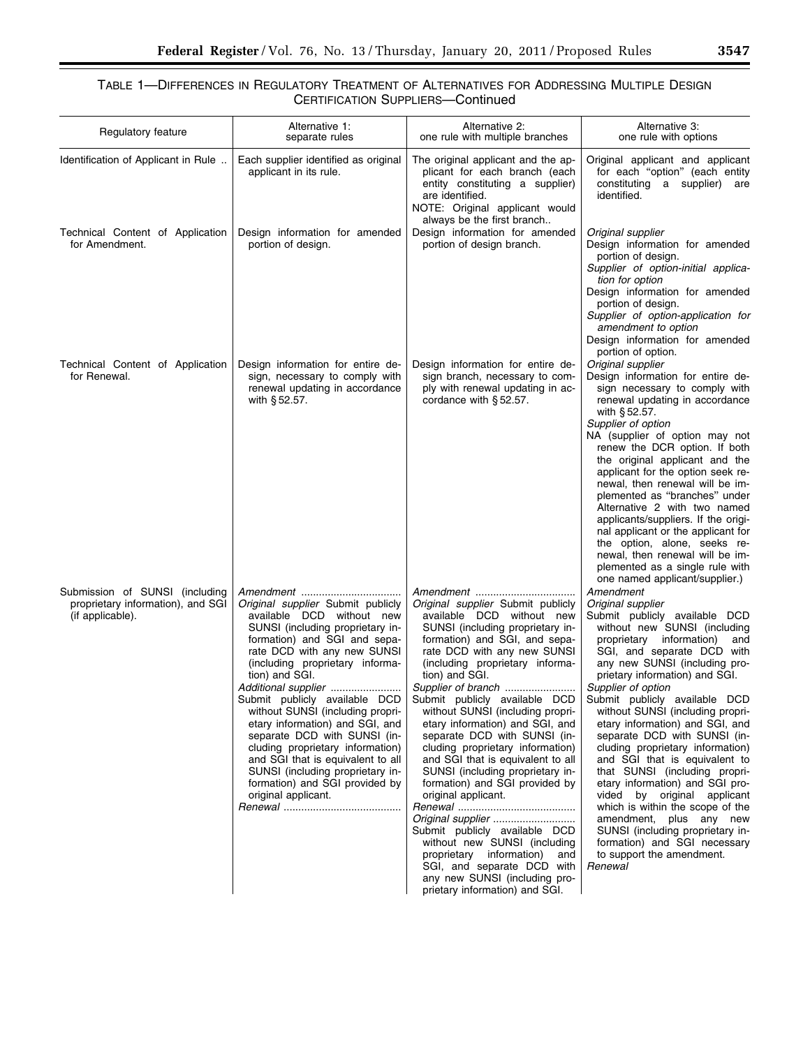TABLE 1—DIFFERENCES IN REGULATORY TREATMENT OF ALTERNATIVES FOR ADDRESSING MULTIPLE DESIGN CERTIFICATION SUPPLIERS—Continued

| Regulatory feature | Alternative 1: separate rules | Alternative 2: one rule with multiple branches | Alternative 3: one rule with options |
| --- | --- | --- | --- |
| Identification of Applicant in Rule .. | Each supplier identified as original applicant in its rule. | The original applicant and the applicant for each branch (each entity constituting a supplier) are identified. NOTE: Original applicant would always be the first branch.. | Original applicant and applicant for each "option" (each entity constituting a supplier) are identified. |
| Technical Content of Application for Amendment. | Design information for amended portion of design. | Design information for amended portion of design branch. | *Original supplier* Design information for amended portion of design. *Supplier of option-initial application for option* Design information for amended portion of design. *Supplier of option-application for amendment to option* Design information for amended portion of option. |
| Technical Content of Application for Renewal. | Design information for entire design, necessary to comply with renewal updating in accordance with § 52.57. | Design information for entire design branch, necessary to comply with renewal updating in accordance with § 52.57. | *Original supplier* Design information for entire design necessary to comply with renewal updating in accordance with § 52.57. *Supplier of option* NA (supplier of option may not renew the DCR option. If both the original applicant and the applicant for the option seek renewal, then renewal will be implemented as "branches" under Alternative 2 with two named applicants/suppliers. If the original applicant or the applicant for the option, alone, seeks renewal, then renewal will be implemented as a single rule with one named applicant/supplier.) |
| Submission of SUNSI (including proprietary information), and SGI (if applicable). | *Amendment* .................................. *Original supplier* Submit publicly available DCD without new SUNSI (including proprietary information) and SGI and separate DCD with any new SUNSI (including proprietary information) and SGI. *Additional supplier* ........................ Submit publicly available DCD without SUNSI (including proprietary information) and SGI, and separate DCD with SUNSI (including proprietary information) and SGI that is equivalent to all SUNSI (including proprietary information) and SGI provided by original applicant. *Renewal* ........................................ | *Amendment* .................................. *Original supplier* Submit publicly available DCD without new SUNSI (including proprietary information) and SGI, and separate DCD with any new SUNSI (including proprietary information) and SGI. *Supplier of branch* ........................ Submit publicly available DCD without SUNSI (including proprietary information) and SGI, and separate DCD with SUNSI (including proprietary information) and SGI that is equivalent to all SUNSI (including proprietary information) and SGI provided by original applicant. *Renewal* ........................................ *Original supplier* ............................ Submit publicly available DCD without new SUNSI (including proprietary information) and SGI, and separate DCD with any new SUNSI (including proprietary information) and SGI. | *Amendment* *Original supplier* Submit publicly available DCD without new SUNSI (including proprietary information) and SGI, and separate DCD with any new SUNSI (including proprietary information) and SGI. *Supplier of option* Submit publicly available DCD without SUNSI (including proprietary information) and SGI, and separate DCD with SUNSI (including proprietary information) and SGI that is equivalent to that SUNSI (including proprietary information) and SGI provided by original applicant which is within the scope of the amendment, plus any new SUNSI (including proprietary information) and SGI necessary to support the amendment. *Renewal* |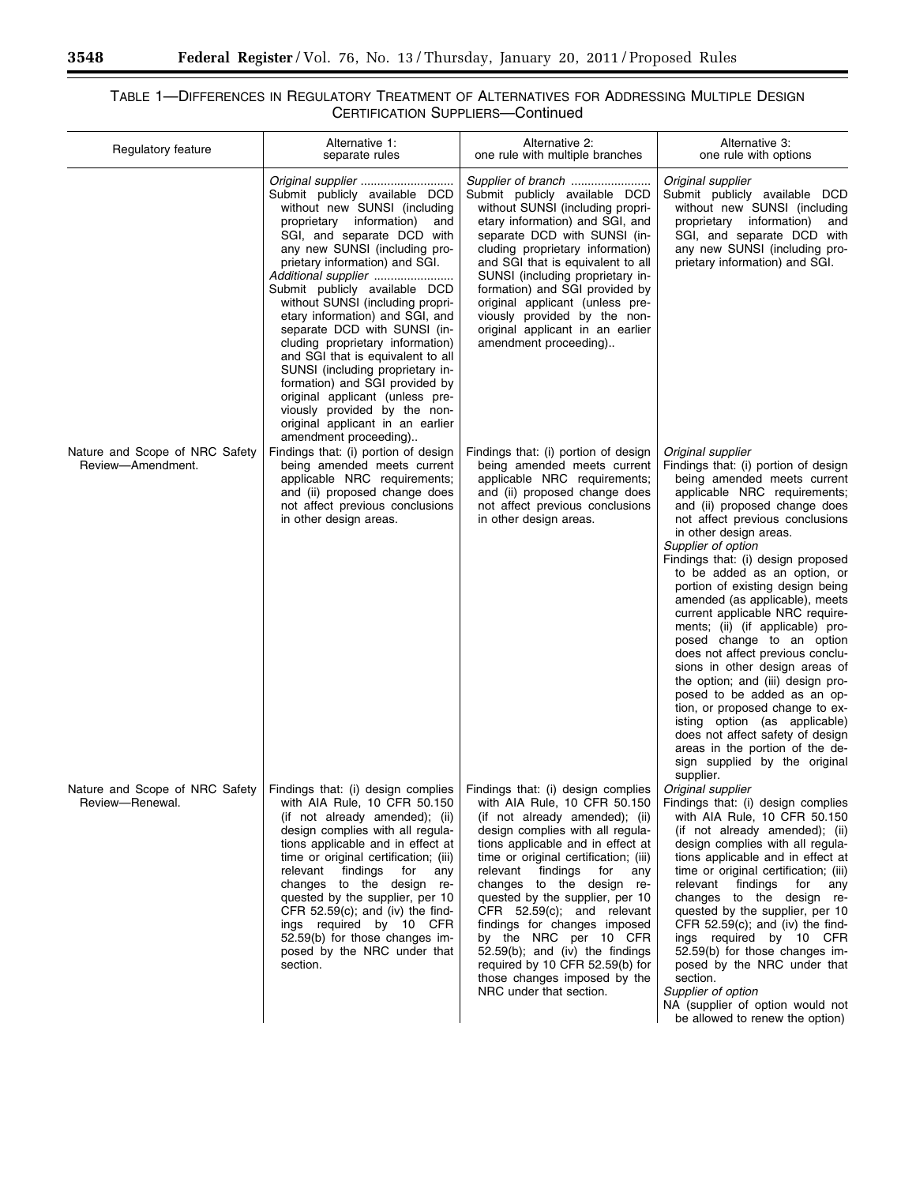TABLE 1—DIFFERENCES IN REGULATORY TREATMENT OF ALTERNATIVES FOR ADDRESSING MULTIPLE DESIGN CERTIFICATION SUPPLIERS—Continued

| Regulatory feature | Alternative 1: separate rules | Alternative 2: one rule with multiple branches | Alternative 3: one rule with options |
| --- | --- | --- | --- |
| | *Original supplier* ............................ Submit publicly available DCD without new SUNSI (including proprietary information) and SGI, and separate DCD with any new SUNSI (including proprietary information) and SGI. *Additional supplier* ........................ Submit publicly available DCD without SUNSI (including proprietary information) and SGI, and separate DCD with SUNSI (including proprietary information) and SGI that is equivalent to all SUNSI (including proprietary information) and SGI provided by original applicant (unless previously provided by the non-original applicant in an earlier amendment proceeding).. | *Supplier of branch* ......................... Submit publicly available DCD without SUNSI (including proprietary information) and SGI, and separate DCD with SUNSI (including proprietary information) and SGI that is equivalent to all SUNSI (including proprietary information) and SGI provided by original applicant (unless previously provided by the non-original applicant in an earlier amendment proceeding).. | *Original supplier* Submit publicly available DCD without new SUNSI (including proprietary information) and SGI, and separate DCD with any new SUNSI (including proprietary information) and SGI. |
| Nature and Scope of NRC Safety Review—Amendment. | Findings that: (i) portion of design being amended meets current applicable NRC requirements; and (ii) proposed change does not affect previous conclusions in other design areas. | Findings that: (i) portion of design being amended meets current applicable NRC requirements; and (ii) proposed change does not affect previous conclusions in other design areas. | *Original supplier* Findings that: (i) portion of design being amended meets current applicable NRC requirements; and (ii) proposed change does not affect previous conclusions in other design areas. *Supplier of option* Findings that: (i) design proposed to be added as an option, or portion of existing design being amended (as applicable), meets current applicable NRC requirements; (ii) (if applicable) proposed change to an option does not affect previous conclusions in other design areas of the option; and (iii) design proposed to be added as an option, or proposed change to existing option (as applicable) does not affect safety of design areas in the portion of the design supplied by the original supplier. |
| Nature and Scope of NRC Safety Review—Renewal. | Findings that: (i) design complies with AIA Rule, 10 CFR 50.150 (if not already amended); (ii) design complies with all regulations applicable and in effect at time or original certification; (iii) relevant findings for any changes to the design requested by the supplier, per 10 CFR 52.59(c); and (iv) the findings required by 10 CFR 52.59(b) for those changes imposed by the NRC under that section. | Findings that: (i) design complies with AIA Rule, 10 CFR 50.150 (if not already amended); (ii) design complies with all regulations applicable and in effect at time or original certification; (iii) relevant findings for any changes to the design requested by the supplier, per 10 CFR 52.59(c); and relevant findings for changes imposed by the NRC per 10 CFR 52.59(b); and (iv) the findings required by 10 CFR 52.59(b) for those changes imposed by the NRC under that section. | *Original supplier* Findings that: (i) design complies with AIA Rule, 10 CFR 50.150 (if not already amended); (ii) design complies with all regulations applicable and in effect at time or original certification; (iii) relevant findings for any changes to the design requested by the supplier, per 10 CFR 52.59(c); and (iv) the findings required by 10 CFR 52.59(b) for those changes imposed by the NRC under that section. *Supplier of option* NA (supplier of option would not be allowed to renew the option) |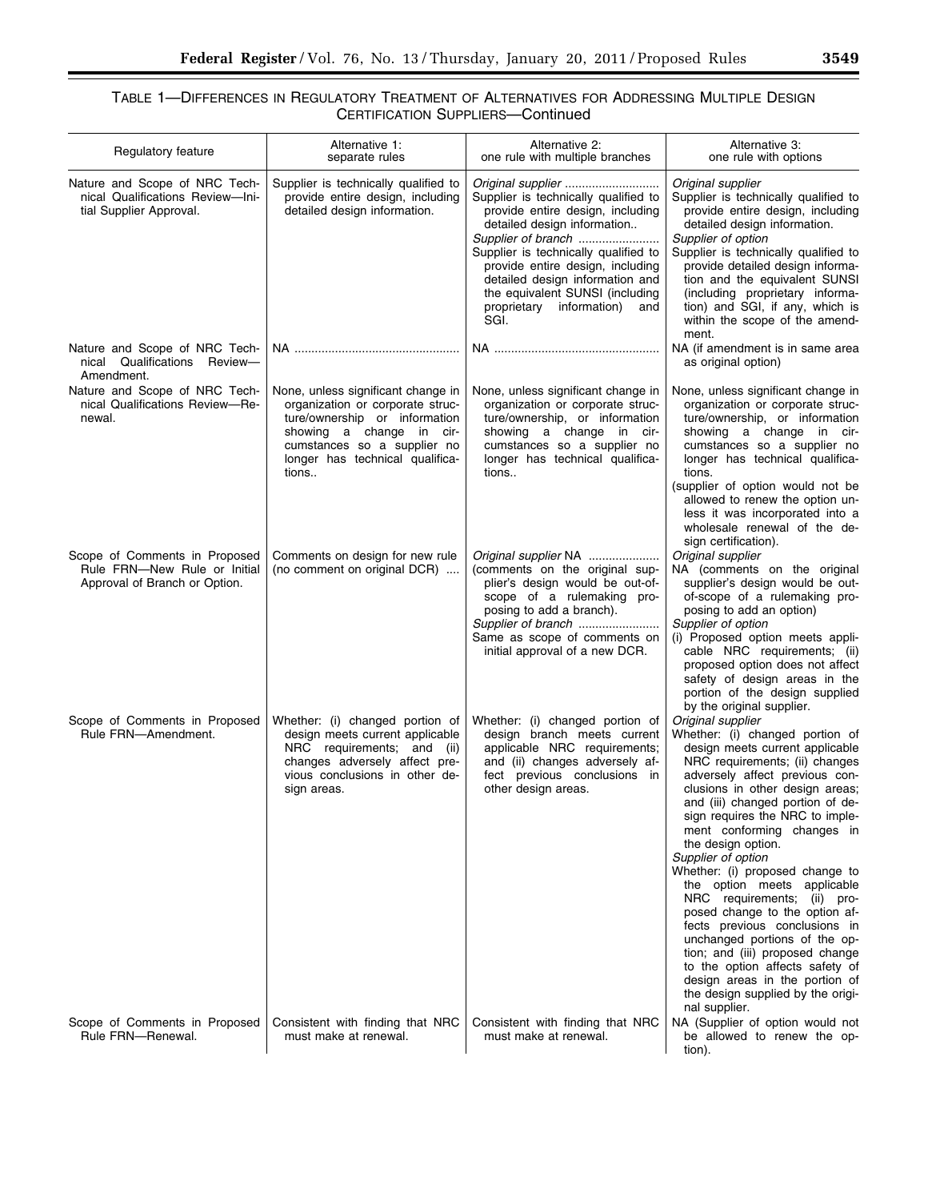TABLE 1—DIFFERENCES IN REGULATORY TREATMENT OF ALTERNATIVES FOR ADDRESSING MULTIPLE DESIGN CERTIFICATION SUPPLIERS—Continued

| Regulatory feature | Alternative 1: separate rules | Alternative 2: one rule with multiple branches | Alternative 3: one rule with options |
| --- | --- | --- | --- |
| Nature and Scope of NRC Technical Qualifications Review—Initial Supplier Approval. | Supplier is technically qualified to provide entire design, including detailed design information. | *Original supplier* ............................ Supplier is technically qualified to provide entire design, including detailed design information.. *Supplier of branch* ........................ Supplier is technically qualified to provide entire design, including detailed design information and the equivalent SUNSI (including proprietary information) and SGI. | *Original supplier* Supplier is technically qualified to provide entire design, including detailed design information. *Supplier of option* Supplier is technically qualified to provide detailed design information and the equivalent SUNSI (including proprietary information) and SGI, if any, which is within the scope of the amendment. |
| Nature and Scope of NRC Technical Qualifications Review—Amendment. | NA ................................................ | NA ................................................ | NA (if amendment is in same area as original option) |
| Nature and Scope of NRC Technical Qualifications Review—Renewal. | None, unless significant change in organization or corporate structure/ownership or information showing a change in circumstances so a supplier no longer has technical qualifications.. | None, unless significant change in organization or corporate structure/ownership, or information showing a change in circumstances so a supplier no longer has technical qualifications.. | None, unless significant change in organization or corporate structure/ownership, or information showing a change in circumstances so a supplier no longer has technical qualifications. (supplier of option would not be allowed to renew the option unless it was incorporated into a wholesale renewal of the design certification). |
| Scope of Comments in Proposed Rule FRN—New Rule or Initial Approval of Branch or Option. | Comments on design for new rule (no comment on original DCR) .... | *Original supplier* NA .................... (comments on the original supplier's design would be out-of-scope of a rulemaking proposing to add a branch). *Supplier of branch* ........................ Same as scope of comments on initial approval of a new DCR. | *Original supplier* NA (comments on the original supplier's design would be out-of-scope of a rulemaking proposing to add an option) *Supplier of option* (i) Proposed option meets applicable NRC requirements; (ii) proposed option does not affect safety of design areas in the portion of the design supplied by the original supplier. |
| Scope of Comments in Proposed Rule FRN—Amendment. | Whether: (i) changed portion of design meets current applicable NRC requirements; and (ii) changes adversely affect previous conclusions in other design areas. | Whether: (i) changed portion of design branch meets current applicable NRC requirements; and (ii) changes adversely affect previous conclusions in other design areas. | *Original supplier* Whether: (i) changed portion of design meets current applicable NRC requirements; (ii) changes adversely affect previous conclusions in other design areas; and (iii) changed portion of design requires the NRC to implement conforming changes in the design option. *Supplier of option* Whether: (i) proposed change to the option meets applicable NRC requirements; (ii) proposed change to the option affects previous conclusions in unchanged portions of the option; and (iii) proposed change to the option affects safety of design areas in the portion of the design supplied by the original supplier. |
| Scope of Comments in Proposed Rule FRN—Renewal. | Consistent with finding that NRC must make at renewal. | Consistent with finding that NRC must make at renewal. | NA (Supplier of option would not be allowed to renew the option). |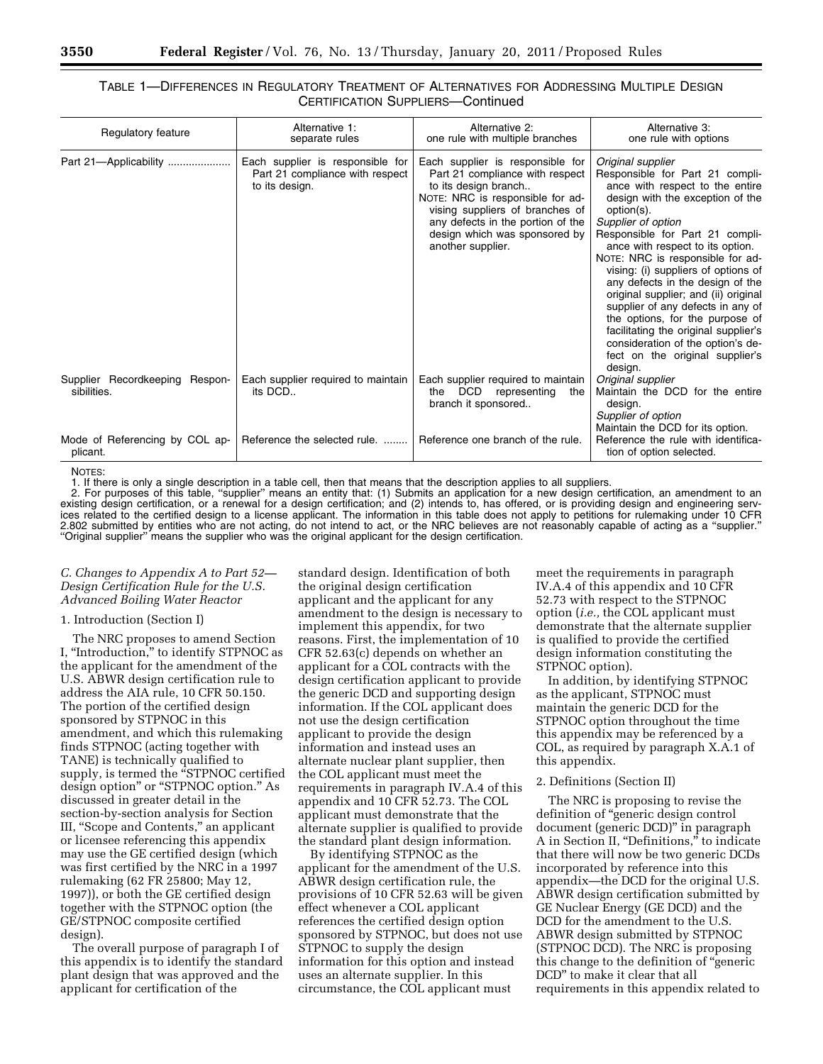TABLE 1—DIFFERENCES IN REGULATORY TREATMENT OF ALTERNATIVES FOR ADDRESSING MULTIPLE DESIGN CERTIFICATION SUPPLIERS—Continued

| Regulatory feature | Alternative 1: separate rules | Alternative 2: one rule with multiple branches | Alternative 3: one rule with options |
| --- | --- | --- | --- |
| Part 21—Applicability | Each supplier is responsible for Part 21 compliance with respect to its design. | Each supplier is responsible for Part 21 compliance with respect to its design branch.. NOTE: NRC is responsible for advising suppliers of branches of any defects in the portion of the design which was sponsored by another supplier. | *Original supplier* Responsible for Part 21 compliance with respect to the entire design with the exception of the option(s). *Supplier of option* Responsible for Part 21 compliance with respect to its option. NOTE: NRC is responsible for advising: (i) suppliers of options of any defects in the design of the original supplier; and (ii) original supplier of any defects in any of the options, for the purpose of facilitating the original supplier's consideration of the option's defect on the original supplier's design. |
| Supplier Recordkeeping Responsibilities. | Each supplier required to maintain its DCD.. | Each supplier required to maintain the DCD representing the branch it sponsored.. | *Original supplier* Maintain the DCD for the entire design. *Supplier of option* Maintain the DCD for its option. |
| Mode of Referencing by COL applicant. | Reference the selected rule. | Reference one branch of the rule. | Reference the rule with identification of option selected. |

NOTES:

1. If there is only a single description in a table cell, then that means that the description applies to all suppliers.

2. For purposes of this table, "supplier" means an entity that: (1) Submits an application for a new design certification, an amendment to an existing design certification, or a renewal for a design certification; and (2) intends to, has offered, or is providing design and engineering services related to the certified design to a license applicant. The information in this table does not apply to petitions for rulemaking under 10 CFR 2.802 submitted by entities who are not acting, do not intend to act, or the NRC believes are not reasonably capable of acting as a "supplier." "Original supplier" means the supplier who was the original applicant for the design certification.

### *C. Changes to Appendix A to Part 52—Design Certification Rule for the U.S. Advanced Boiling Water Reactor*

1. Introduction (Section I)

The NRC proposes to amend Section I, "Introduction," to identify STPNOC as the applicant for the amendment of the U.S. ABWR design certification rule to address the AIA rule, 10 CFR 50.150. The portion of the certified design sponsored by STPNOC in this amendment, and which this rulemaking finds STPNOC (acting together with TANE) is technically qualified to supply, is termed the "STPNOC certified design option" or "STPNOC option." As discussed in greater detail in the section-by-section analysis for Section III, "Scope and Contents," an applicant or licensee referencing this appendix may use the GE certified design (which was first certified by the NRC in a 1997 rulemaking (62 FR 25800; May 12, 1997)), or both the GE certified design together with the STPNOC option (the GE/STPNOC composite certified design).

The overall purpose of paragraph I of this appendix is to identify the standard plant design that was approved and the applicant for certification of the standard design. Identification of both the original design certification applicant and the applicant for any amendment to the design is necessary to implement this appendix, for two reasons. First, the implementation of 10 CFR 52.63(c) depends on whether an applicant for a COL contracts with the design certification applicant to provide the generic DCD and supporting design information. If the COL applicant does not use the design certification applicant to provide the design information and instead uses an alternate nuclear plant supplier, then the COL applicant must meet the requirements in paragraph IV.A.4 of this appendix and 10 CFR 52.73. The COL applicant must demonstrate that the alternate supplier is qualified to provide the standard plant design information.

By identifying STPNOC as the applicant for the amendment of the U.S. ABWR design certification rule, the provisions of 10 CFR 52.63 will be given effect whenever a COL applicant references the certified design option sponsored by STPNOC, but does not use STPNOC to supply the design information for this option and instead uses an alternate supplier. In this circumstance, the COL applicant must meet the requirements in paragraph IV.A.4 of this appendix and 10 CFR 52.73 with respect to the STPNOC option (*i.e.,* the COL applicant must demonstrate that the alternate supplier is qualified to provide the certified design information constituting the STPNOC option).

In addition, by identifying STPNOC as the applicant, STPNOC must maintain the generic DCD for the STPNOC option throughout the time this appendix may be referenced by a COL, as required by paragraph X.A.1 of this appendix.

2. Definitions (Section II)

The NRC is proposing to revise the definition of "generic design control document (generic DCD)" in paragraph A in Section II, "Definitions," to indicate that there will now be two generic DCDs incorporated by reference into this appendix—the DCD for the original U.S. ABWR design certification submitted by GE Nuclear Energy (GE DCD) and the DCD for the amendment to the U.S. ABWR design submitted by STPNOC (STPNOC DCD). The NRC is proposing this change to the definition of "generic DCD" to make it clear that all requirements in this appendix related to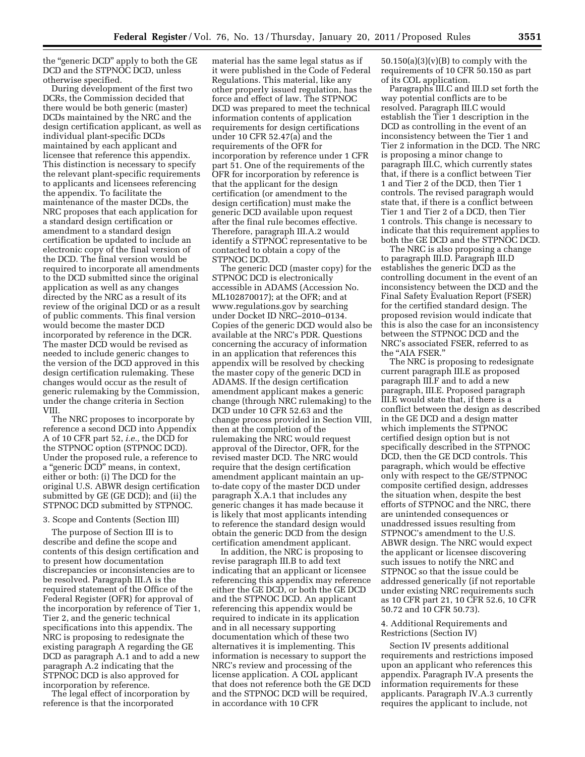the "generic DCD" apply to both the GE DCD and the STPNOC DCD, unless otherwise specified.

During development of the first two DCRs, the Commission decided that there would be both generic (master) DCDs maintained by the NRC and the design certification applicant, as well as individual plant-specific DCDs maintained by each applicant and licensee that reference this appendix. This distinction is necessary to specify the relevant plant-specific requirements to applicants and licensees referencing the appendix. To facilitate the maintenance of the master DCDs, the NRC proposes that each application for a standard design certification or amendment to a standard design certification be updated to include an electronic copy of the final version of the DCD. The final version would be required to incorporate all amendments to the DCD submitted since the original application as well as any changes directed by the NRC as a result of its review of the original DCD or as a result of public comments. This final version would become the master DCD incorporated by reference in the DCR. The master DCD would be revised as needed to include generic changes to the version of the DCD approved in this design certification rulemaking. These changes would occur as the result of generic rulemaking by the Commission, under the change criteria in Section VIII.

The NRC proposes to incorporate by reference a second DCD into Appendix A of 10 CFR part 52, *i.e.,* the DCD for the STPNOC option (STPNOC DCD). Under the proposed rule, a reference to a "generic DCD" means, in context, either or both: (i) The DCD for the original U.S. ABWR design certification submitted by GE (GE DCD); and (ii) the STPNOC DCD submitted by STPNOC.

3. Scope and Contents (Section III)

The purpose of Section III is to describe and define the scope and contents of this design certification and to present how documentation discrepancies or inconsistencies are to be resolved. Paragraph III.A is the required statement of the Office of the Federal Register (OFR) for approval of the incorporation by reference of Tier 1, Tier 2, and the generic technical specifications into this appendix. The NRC is proposing to redesignate the existing paragraph A regarding the GE DCD as paragraph A.1 and to add a new paragraph A.2 indicating that the STPNOC DCD is also approved for incorporation by reference.

The legal effect of incorporation by reference is that the incorporated material has the same legal status as if it were published in the Code of Federal Regulations. This material, like any other properly issued regulation, has the force and effect of law. The STPNOC DCD was prepared to meet the technical information contents of application requirements for design certifications under 10 CFR 52.47(a) and the requirements of the OFR for incorporation by reference under 1 CFR part 51. One of the requirements of the OFR for incorporation by reference is that the applicant for the design certification (or amendment to the design certification) must make the generic DCD available upon request after the final rule becomes effective. Therefore, paragraph III.A.2 would identify a STPNOC representative to be contacted to obtain a copy of the STPNOC DCD.

The generic DCD (master copy) for the STPNOC DCD is electronically accessible in ADAMS (Accession No. ML102870017); at the OFR; and at www.regulations.gov by searching under Docket ID NRC–2010–0134. Copies of the generic DCD would also be available at the NRC's PDR. Questions concerning the accuracy of information in an application that references this appendix will be resolved by checking the master copy of the generic DCD in ADAMS. If the design certification amendment applicant makes a generic change (through NRC rulemaking) to the DCD under 10 CFR 52.63 and the change process provided in Section VIII, then at the completion of the rulemaking the NRC would request approval of the Director, OFR, for the revised master DCD. The NRC would require that the design certification amendment applicant maintain an up-to-date copy of the master DCD under paragraph X.A.1 that includes any generic changes it has made because it is likely that most applicants intending to reference the standard design would obtain the generic DCD from the design certification amendment applicant.

In addition, the NRC is proposing to revise paragraph III.B to add text indicating that an applicant or licensee referencing this appendix may reference either the GE DCD, or both the GE DCD and the STPNOC DCD. An applicant referencing this appendix would be required to indicate in its application and in all necessary supporting documentation which of these two alternatives it is implementing. This information is necessary to support the NRC's review and processing of the license application. A COL applicant that does not reference both the GE DCD and the STPNOC DCD will be required, in accordance with 10 CFR 50.150(a)(3)(v)(B) to comply with the requirements of 10 CFR 50.150 as part of its COL application.

Paragraphs III.C and III.D set forth the way potential conflicts are to be resolved. Paragraph III.C would establish the Tier 1 description in the DCD as controlling in the event of an inconsistency between the Tier 1 and Tier 2 information in the DCD. The NRC is proposing a minor change to paragraph III.C, which currently states that, if there is a conflict between Tier 1 and Tier 2 of the DCD, then Tier 1 controls. The revised paragraph would state that, if there is a conflict between Tier 1 and Tier 2 of a DCD, then Tier 1 controls. This change is necessary to indicate that this requirement applies to both the GE DCD and the STPNOC DCD.

The NRC is also proposing a change to paragraph III.D. Paragraph III.D establishes the generic DCD as the controlling document in the event of an inconsistency between the DCD and the Final Safety Evaluation Report (FSER) for the certified standard design. The proposed revision would indicate that this is also the case for an inconsistency between the STPNOC DCD and the NRC's associated FSER, referred to as the "AIA FSER."

The NRC is proposing to redesignate current paragraph III.E as proposed paragraph III.F and to add a new paragraph, III.E. Proposed paragraph III.E would state that, if there is a conflict between the design as described in the GE DCD and a design matter which implements the STPNOC certified design option but is not specifically described in the STPNOC DCD, then the GE DCD controls. This paragraph, which would be effective only with respect to the GE/STPNOC composite certified design, addresses the situation when, despite the best efforts of STPNOC and the NRC, there are unintended consequences or unaddressed issues resulting from STPNOC's amendment to the U.S. ABWR design. The NRC would expect the applicant or licensee discovering such issues to notify the NRC and STPNOC so that the issue could be addressed generically (if not reportable under existing NRC requirements such as 10 CFR part 21, 10 CFR 52.6, 10 CFR 50.72 and 10 CFR 50.73).

4. Additional Requirements and Restrictions (Section IV)

Section IV presents additional requirements and restrictions imposed upon an applicant who references this appendix. Paragraph IV.A presents the information requirements for these applicants. Paragraph IV.A.3 currently requires the applicant to include, not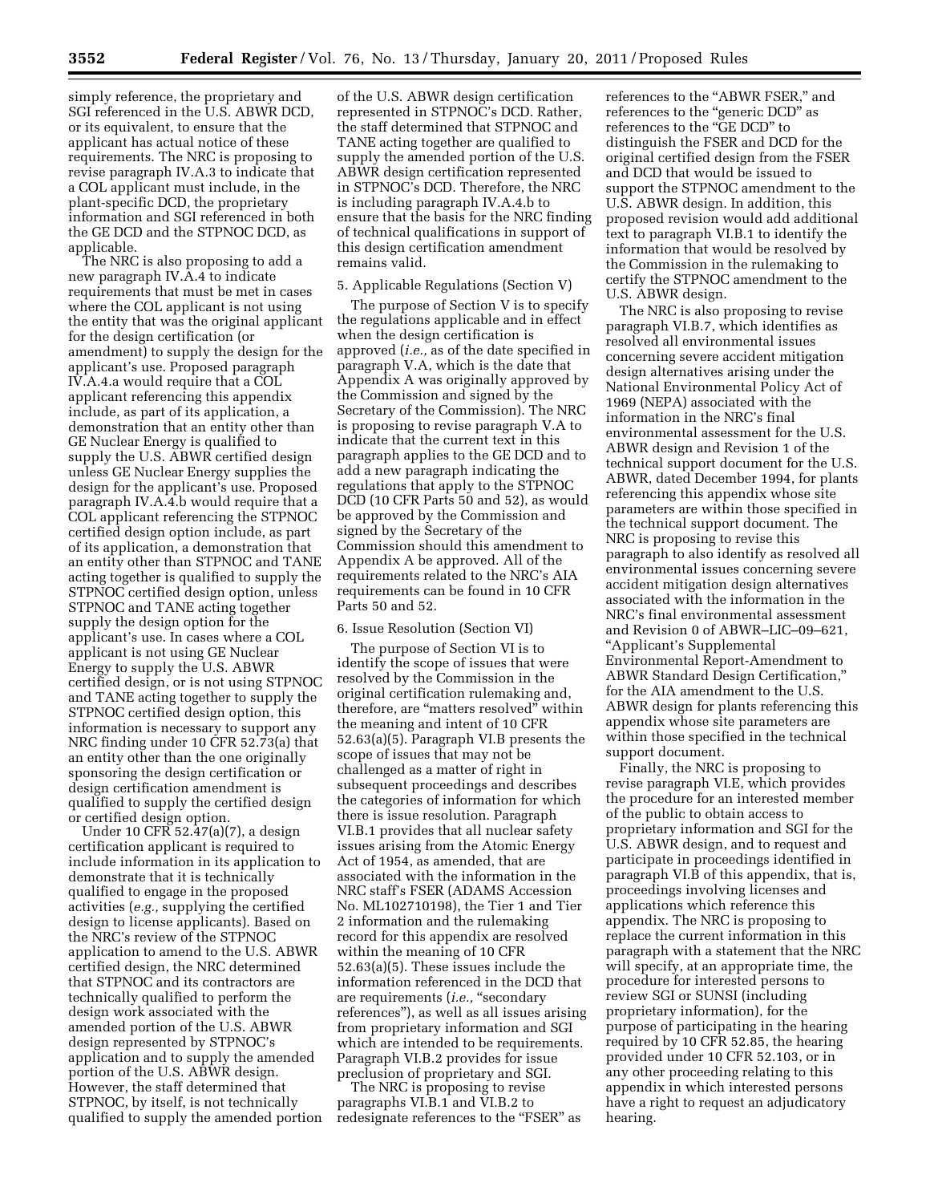simply reference, the proprietary and SGI referenced in the U.S. ABWR DCD, or its equivalent, to ensure that the applicant has actual notice of these requirements. The NRC is proposing to revise paragraph IV.A.3 to indicate that a COL applicant must include, in the plant-specific DCD, the proprietary information and SGI referenced in both the GE DCD and the STPNOC DCD, as applicable.

The NRC is also proposing to add a new paragraph IV.A.4 to indicate requirements that must be met in cases where the COL applicant is not using the entity that was the original applicant for the design certification (or amendment) to supply the design for the applicant's use. Proposed paragraph IV.A.4.a would require that a COL applicant referencing this appendix include, as part of its application, a demonstration that an entity other than GE Nuclear Energy is qualified to supply the U.S. ABWR certified design unless GE Nuclear Energy supplies the design for the applicant's use. Proposed paragraph IV.A.4.b would require that a COL applicant referencing the STPNOC certified design option include, as part of its application, a demonstration that an entity other than STPNOC and TANE acting together is qualified to supply the STPNOC certified design option, unless STPNOC and TANE acting together supply the design option for the applicant's use. In cases where a COL applicant is not using GE Nuclear Energy to supply the U.S. ABWR certified design, or is not using STPNOC and TANE acting together to supply the STPNOC certified design option, this information is necessary to support any NRC finding under 10 CFR 52.73(a) that an entity other than the one originally sponsoring the design certification or design certification amendment is qualified to supply the certified design or certified design option.

Under 10 CFR 52.47(a)(7), a design certification applicant is required to include information in its application to demonstrate that it is technically qualified to engage in the proposed activities (*e.g.,* supplying the certified design to license applicants). Based on the NRC's review of the STPNOC application to amend to the U.S. ABWR certified design, the NRC determined that STPNOC and its contractors are technically qualified to perform the design work associated with the amended portion of the U.S. ABWR design represented by STPNOC's application and to supply the amended portion of the U.S. ABWR design. However, the staff determined that STPNOC, by itself, is not technically qualified to supply the amended portion of the U.S. ABWR design certification represented in STPNOC's DCD. Rather, the staff determined that STPNOC and TANE acting together are qualified to supply the amended portion of the U.S. ABWR design certification represented in STPNOC's DCD. Therefore, the NRC is including paragraph IV.A.4.b to ensure that the basis for the NRC finding of technical qualifications in support of this design certification amendment remains valid.

5. Applicable Regulations (Section V)

The purpose of Section V is to specify the regulations applicable and in effect when the design certification is approved (*i.e.,* as of the date specified in paragraph V.A, which is the date that Appendix A was originally approved by the Commission and signed by the Secretary of the Commission). The NRC is proposing to revise paragraph V.A to indicate that the current text in this paragraph applies to the GE DCD and to add a new paragraph indicating the regulations that apply to the STPNOC DCD (10 CFR Parts 50 and 52), as would be approved by the Commission and signed by the Secretary of the Commission should this amendment to Appendix A be approved. All of the requirements related to the NRC's AIA requirements can be found in 10 CFR Parts 50 and 52.

6. Issue Resolution (Section VI)

The purpose of Section VI is to identify the scope of issues that were resolved by the Commission in the original certification rulemaking and, therefore, are "matters resolved" within the meaning and intent of 10 CFR 52.63(a)(5). Paragraph VI.B presents the scope of issues that may not be challenged as a matter of right in subsequent proceedings and describes the categories of information for which there is issue resolution. Paragraph VI.B.1 provides that all nuclear safety issues arising from the Atomic Energy Act of 1954, as amended, that are associated with the information in the NRC staff's FSER (ADAMS Accession No. ML102710198), the Tier 1 and Tier 2 information and the rulemaking record for this appendix are resolved within the meaning of 10 CFR 52.63(a)(5). These issues include the information referenced in the DCD that are requirements (*i.e.,* "secondary references"), as well as all issues arising from proprietary information and SGI which are intended to be requirements. Paragraph VI.B.2 provides for issue preclusion of proprietary and SGI.

The NRC is proposing to revise paragraphs VI.B.1 and VI.B.2 to redesignate references to the "FSER" as references to the "ABWR FSER," and references to the "generic DCD" as references to the "GE DCD" to distinguish the FSER and DCD for the original certified design from the FSER and DCD that would be issued to support the STPNOC amendment to the U.S. ABWR design. In addition, this proposed revision would add additional text to paragraph VI.B.1 to identify the information that would be resolved by the Commission in the rulemaking to certify the STPNOC amendment to the U.S. ABWR design.

The NRC is also proposing to revise paragraph VI.B.7, which identifies as resolved all environmental issues concerning severe accident mitigation design alternatives arising under the National Environmental Policy Act of 1969 (NEPA) associated with the information in the NRC's final environmental assessment for the U.S. ABWR design and Revision 1 of the technical support document for the U.S. ABWR, dated December 1994, for plants referencing this appendix whose site parameters are within those specified in the technical support document. The NRC is proposing to revise this paragraph to also identify as resolved all environmental issues concerning severe accident mitigation design alternatives associated with the information in the NRC's final environmental assessment and Revision 0 of ABWR–LIC–09–621, "Applicant's Supplemental Environmental Report-Amendment to ABWR Standard Design Certification," for the AIA amendment to the U.S. ABWR design for plants referencing this appendix whose site parameters are within those specified in the technical support document.

Finally, the NRC is proposing to revise paragraph VI.E, which provides the procedure for an interested member of the public to obtain access to proprietary information and SGI for the U.S. ABWR design, and to request and participate in proceedings identified in paragraph VI.B of this appendix, that is, proceedings involving licenses and applications which reference this appendix. The NRC is proposing to replace the current information in this paragraph with a statement that the NRC will specify, at an appropriate time, the procedure for interested persons to review SGI or SUNSI (including proprietary information), for the purpose of participating in the hearing required by 10 CFR 52.85, the hearing provided under 10 CFR 52.103, or in any other proceeding relating to this appendix in which interested persons have a right to request an adjudicatory hearing.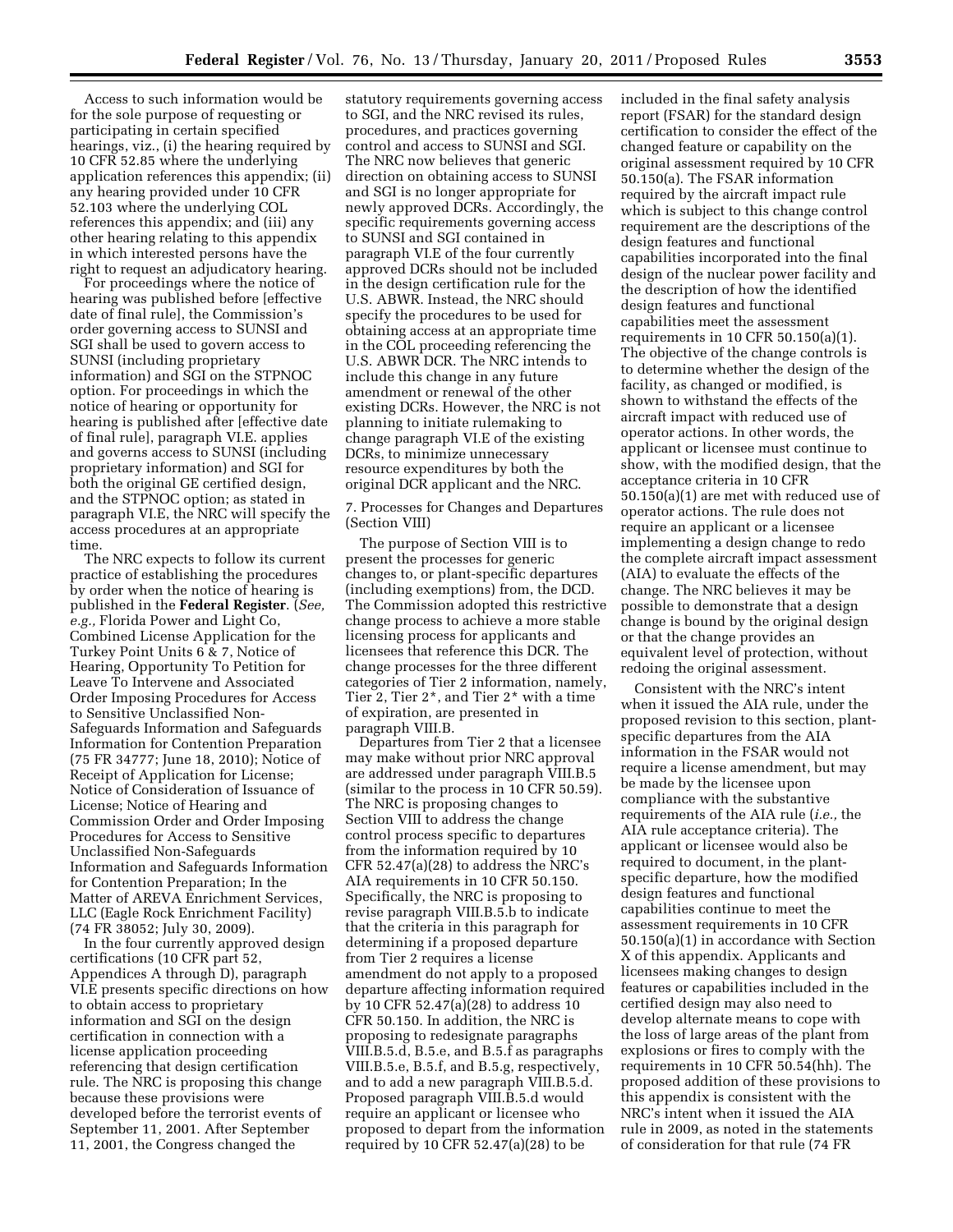Access to such information would be for the sole purpose of requesting or participating in certain specified hearings, viz., (i) the hearing required by 10 CFR 52.85 where the underlying application references this appendix; (ii) any hearing provided under 10 CFR 52.103 where the underlying COL references this appendix; and (iii) any other hearing relating to this appendix in which interested persons have the right to request an adjudicatory hearing.

For proceedings where the notice of hearing was published before [effective date of final rule], the Commission's order governing access to SUNSI and SGI shall be used to govern access to SUNSI (including proprietary information) and SGI on the STPNOC option. For proceedings in which the notice of hearing or opportunity for hearing is published after [effective date of final rule], paragraph VI.E. applies and governs access to SUNSI (including proprietary information) and SGI for both the original GE certified design, and the STPNOC option; as stated in paragraph VI.E, the NRC will specify the access procedures at an appropriate time.

The NRC expects to follow its current practice of establishing the procedures by order when the notice of hearing is published in the **Federal Register**. (*See, e.g.,* Florida Power and Light Co, Combined License Application for the Turkey Point Units 6 & 7, Notice of Hearing, Opportunity To Petition for Leave To Intervene and Associated Order Imposing Procedures for Access to Sensitive Unclassified Non-Safeguards Information and Safeguards Information for Contention Preparation (75 FR 34777; June 18, 2010); Notice of Receipt of Application for License; Notice of Consideration of Issuance of License; Notice of Hearing and Commission Order and Order Imposing Procedures for Access to Sensitive Unclassified Non-Safeguards Information and Safeguards Information for Contention Preparation; In the Matter of AREVA Enrichment Services, LLC (Eagle Rock Enrichment Facility) (74 FR 38052; July 30, 2009).

In the four currently approved design certifications (10 CFR part 52, Appendices A through D), paragraph VI.E presents specific directions on how to obtain access to proprietary information and SGI on the design certification in connection with a license application proceeding referencing that design certification rule. The NRC is proposing this change because these provisions were developed before the terrorist events of September 11, 2001. After September 11, 2001, the Congress changed the statutory requirements governing access to SGI, and the NRC revised its rules, procedures, and practices governing control and access to SUNSI and SGI. The NRC now believes that generic direction on obtaining access to SUNSI and SGI is no longer appropriate for newly approved DCRs. Accordingly, the specific requirements governing access to SUNSI and SGI contained in paragraph VI.E of the four currently approved DCRs should not be included in the design certification rule for the U.S. ABWR. Instead, the NRC should specify the procedures to be used for obtaining access at an appropriate time in the COL proceeding referencing the U.S. ABWR DCR. The NRC intends to include this change in any future amendment or renewal of the other existing DCRs. However, the NRC is not planning to initiate rulemaking to change paragraph VI.E of the existing DCRs, to minimize unnecessary resource expenditures by both the original DCR applicant and the NRC.

7. Processes for Changes and Departures (Section VIII)

The purpose of Section VIII is to present the processes for generic changes to, or plant-specific departures (including exemptions) from, the DCD. The Commission adopted this restrictive change process to achieve a more stable licensing process for applicants and licensees that reference this DCR. The change processes for the three different categories of Tier 2 information, namely, Tier 2, Tier 2*, and Tier 2* with a time of expiration, are presented in paragraph VIII.B.

Departures from Tier 2 that a licensee may make without prior NRC approval are addressed under paragraph VIII.B.5 (similar to the process in 10 CFR 50.59). The NRC is proposing changes to Section VIII to address the change control process specific to departures from the information required by 10 CFR 52.47(a)(28) to address the NRC's AIA requirements in 10 CFR 50.150. Specifically, the NRC is proposing to revise paragraph VIII.B.5.b to indicate that the criteria in this paragraph for determining if a proposed departure from Tier 2 requires a license amendment do not apply to a proposed departure affecting information required by 10 CFR 52.47(a)(28) to address 10 CFR 50.150. In addition, the NRC is proposing to redesignate paragraphs VIII.B.5.d, B.5.e, and B.5.f as paragraphs VIII.B.5.e, B.5.f, and B.5.g, respectively, and to add a new paragraph VIII.B.5.d. Proposed paragraph VIII.B.5.d would require an applicant or licensee who proposed to depart from the information required by 10 CFR 52.47(a)(28) to be included in the final safety analysis report (FSAR) for the standard design certification to consider the effect of the changed feature or capability on the original assessment required by 10 CFR 50.150(a). The FSAR information required by the aircraft impact rule which is subject to this change control requirement are the descriptions of the design features and functional capabilities incorporated into the final design of the nuclear power facility and the description of how the identified design features and functional capabilities meet the assessment requirements in 10 CFR 50.150(a)(1). The objective of the change controls is to determine whether the design of the facility, as changed or modified, is shown to withstand the effects of the aircraft impact with reduced use of operator actions. In other words, the applicant or licensee must continue to show, with the modified design, that the acceptance criteria in 10 CFR 50.150(a)(1) are met with reduced use of operator actions. The rule does not require an applicant or a licensee implementing a design change to redo the complete aircraft impact assessment (AIA) to evaluate the effects of the change. The NRC believes it may be possible to demonstrate that a design change is bound by the original design or that the change provides an equivalent level of protection, without redoing the original assessment.

Consistent with the NRC's intent when it issued the AIA rule, under the proposed revision to this section, plant-specific departures from the AIA information in the FSAR would not require a license amendment, but may be made by the licensee upon compliance with the substantive requirements of the AIA rule (*i.e.,* the AIA rule acceptance criteria). The applicant or licensee would also be required to document, in the plant-specific departure, how the modified design features and functional capabilities continue to meet the assessment requirements in 10 CFR 50.150(a)(1) in accordance with Section X of this appendix. Applicants and licensees making changes to design features or capabilities included in the certified design may also need to develop alternate means to cope with the loss of large areas of the plant from explosions or fires to comply with the requirements in 10 CFR 50.54(hh). The proposed addition of these provisions to this appendix is consistent with the NRC's intent when it issued the AIA rule in 2009, as noted in the statements of consideration for that rule (74 FR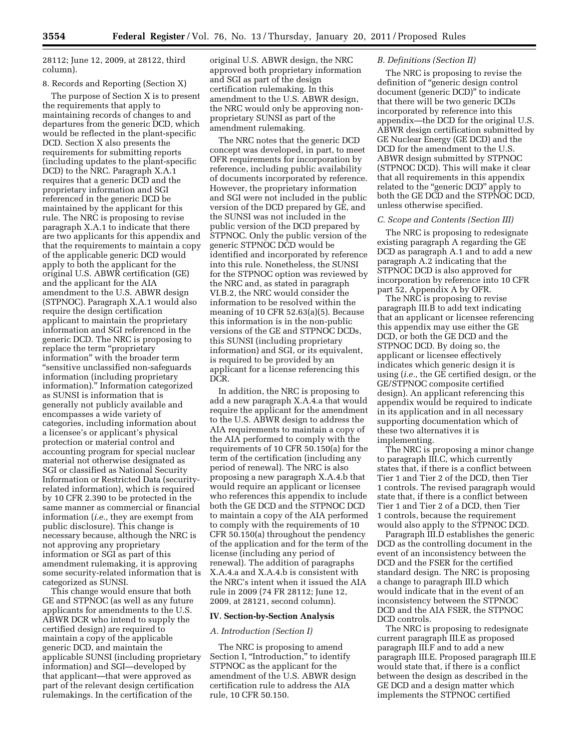28112; June 12, 2009, at 28122, third column).

8. Records and Reporting (Section X)

The purpose of Section X is to present the requirements that apply to maintaining records of changes to and departures from the generic DCD, which would be reflected in the plant-specific DCD. Section X also presents the requirements for submitting reports (including updates to the plant-specific DCD) to the NRC. Paragraph X.A.1 requires that a generic DCD and the proprietary information and SGI referenced in the generic DCD be maintained by the applicant for this rule. The NRC is proposing to revise paragraph X.A.1 to indicate that there are two applicants for this appendix and that the requirements to maintain a copy of the applicable generic DCD would apply to both the applicant for the original U.S. ABWR certification (GE) and the applicant for the AIA amendment to the U.S. ABWR design (STPNOC). Paragraph X.A.1 would also require the design certification applicant to maintain the proprietary information and SGI referenced in the generic DCD. The NRC is proposing to replace the term "proprietary information" with the broader term "sensitive unclassified non-safeguards information (including proprietary information)." Information categorized as SUNSI is information that is generally not publicly available and encompasses a wide variety of categories, including information about a licensee's or applicant's physical protection or material control and accounting program for special nuclear material not otherwise designated as SGI or classified as National Security Information or Restricted Data (security-related information), which is required by 10 CFR 2.390 to be protected in the same manner as commercial or financial information (*i.e.,* they are exempt from public disclosure). This change is necessary because, although the NRC is not approving any proprietary information or SGI as part of this amendment rulemaking, it is approving some security-related information that is categorized as SUNSI.

This change would ensure that both GE and STPNOC (as well as any future applicants for amendments to the U.S. ABWR DCR who intend to supply the certified design) are required to maintain a copy of the applicable generic DCD, and maintain the applicable SUNSI (including proprietary information) and SGI—developed by that applicant—that were approved as part of the relevant design certification rulemakings. In the certification of the original U.S. ABWR design, the NRC approved both proprietary information and SGI as part of the design certification rulemaking. In this amendment to the U.S. ABWR design, the NRC would only be approving non-proprietary SUNSI as part of the amendment rulemaking.

The NRC notes that the generic DCD concept was developed, in part, to meet OFR requirements for incorporation by reference, including public availability of documents incorporated by reference. However, the proprietary information and SGI were not included in the public version of the DCD prepared by GE, and the SUNSI was not included in the public version of the DCD prepared by STPNOC. Only the public version of the generic STPNOC DCD would be identified and incorporated by reference into this rule. Nonetheless, the SUNSI for the STPNOC option was reviewed by the NRC and, as stated in paragraph VI.B.2, the NRC would consider the information to be resolved within the meaning of 10 CFR 52.63(a)(5). Because this information is in the non-public versions of the GE and STPNOC DCDs, this SUNSI (including proprietary information) and SGI, or its equivalent, is required to be provided by an applicant for a license referencing this DCR.

In addition, the NRC is proposing to add a new paragraph X.A.4.a that would require the applicant for the amendment to the U.S. ABWR design to address the AIA requirements to maintain a copy of the AIA performed to comply with the requirements of 10 CFR 50.150(a) for the term of the certification (including any period of renewal). The NRC is also proposing a new paragraph X.A.4.b that would require an applicant or licensee who references this appendix to include both the GE DCD and the STPNOC DCD to maintain a copy of the AIA performed to comply with the requirements of 10 CFR 50.150(a) throughout the pendency of the application and for the term of the license (including any period of renewal). The addition of paragraphs X.A.4.a and X.A.4.b is consistent with the NRC's intent when it issued the AIA rule in 2009 (74 FR 28112; June 12, 2009, at 28121, second column).

## IV. Section-by-Section Analysis

### *A. Introduction (Section I)*

The NRC is proposing to amend Section I, "Introduction," to identify STPNOC as the applicant for the amendment of the U.S. ABWR design certification rule to address the AIA rule, 10 CFR 50.150.

### *B. Definitions (Section II)*

The NRC is proposing to revise the definition of "generic design control document (generic DCD)" to indicate that there will be two generic DCDs incorporated by reference into this appendix—the DCD for the original U.S. ABWR design certification submitted by GE Nuclear Energy (GE DCD) and the DCD for the amendment to the U.S. ABWR design submitted by STPNOC (STPNOC DCD). This will make it clear that all requirements in this appendix related to the "generic DCD" apply to both the GE DCD and the STPNOC DCD, unless otherwise specified.

### *C. Scope and Contents (Section III)*

The NRC is proposing to redesignate existing paragraph A regarding the GE DCD as paragraph A.1 and to add a new paragraph A.2 indicating that the STPNOC DCD is also approved for incorporation by reference into 10 CFR part 52, Appendix A by OFR.

The NRC is proposing to revise paragraph III.B to add text indicating that an applicant or licensee referencing this appendix may use either the GE DCD, or both the GE DCD and the STPNOC DCD. By doing so, the applicant or licensee effectively indicates which generic design it is using (*i.e.,* the GE certified design, or the GE/STPNOC composite certified design). An applicant referencing this appendix would be required to indicate in its application and in all necessary supporting documentation which of these two alternatives it is implementing.

The NRC is proposing a minor change to paragraph III.C, which currently states that, if there is a conflict between Tier 1 and Tier 2 of the DCD, then Tier 1 controls. The revised paragraph would state that, if there is a conflict between Tier 1 and Tier 2 of a DCD, then Tier 1 controls, because the requirement would also apply to the STPNOC DCD.

Paragraph III.D establishes the generic DCD as the controlling document in the event of an inconsistency between the DCD and the FSER for the certified standard design. The NRC is proposing a change to paragraph III.D which would indicate that in the event of an inconsistency between the STPNOC DCD and the AIA FSER, the STPNOC DCD controls.

The NRC is proposing to redesignate current paragraph III.E as proposed paragraph III.F and to add a new paragraph III.E. Proposed paragraph III.E would state that, if there is a conflict between the design as described in the GE DCD and a design matter which implements the STPNOC certified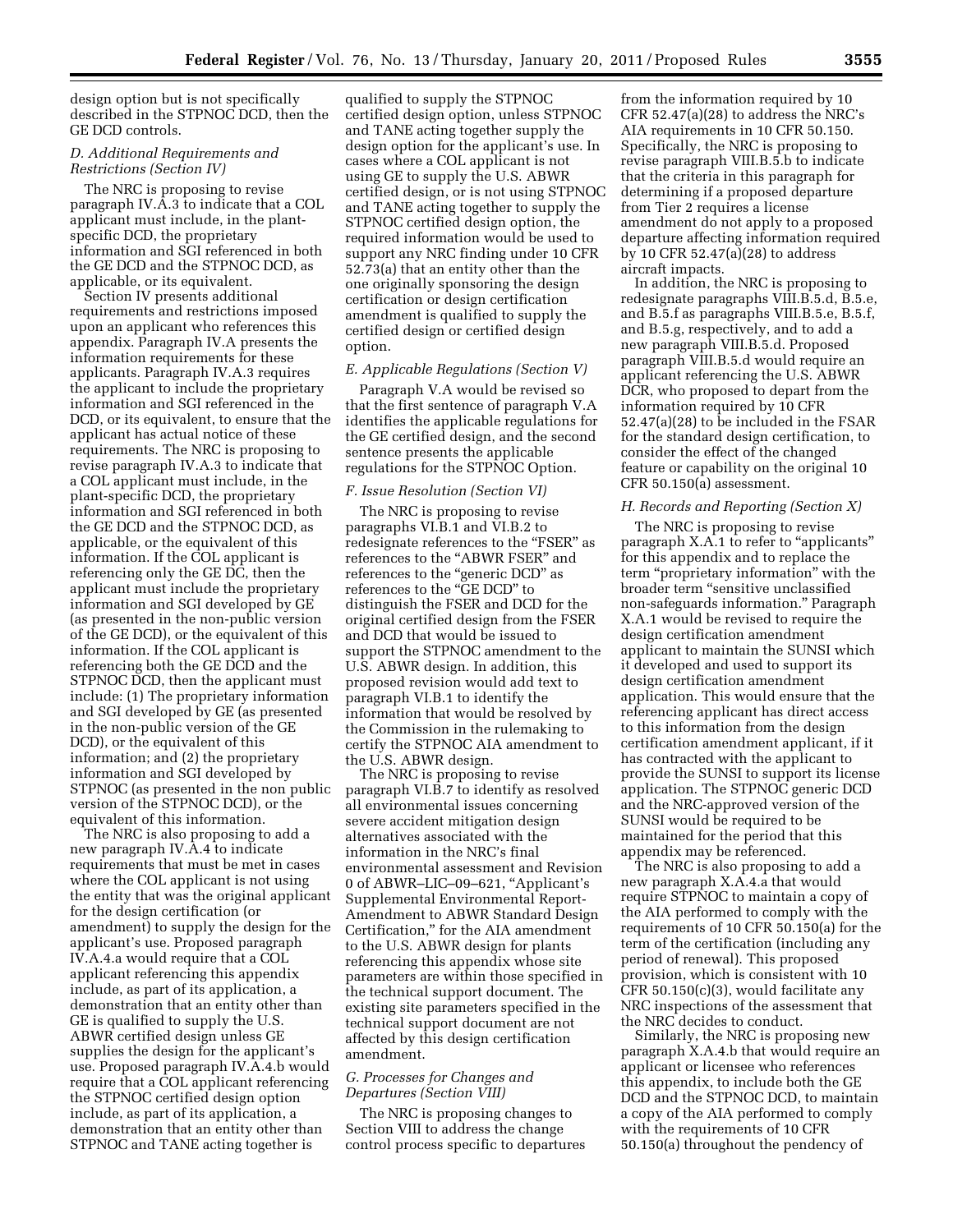design option but is not specifically described in the STPNOC DCD, then the GE DCD controls.

### *D. Additional Requirements and Restrictions (Section IV)*

The NRC is proposing to revise paragraph IV.A.3 to indicate that a COL applicant must include, in the plant-specific DCD, the proprietary information and SGI referenced in both the GE DCD and the STPNOC DCD, as applicable, or its equivalent.

Section IV presents additional requirements and restrictions imposed upon an applicant who references this appendix. Paragraph IV.A presents the information requirements for these applicants. Paragraph IV.A.3 requires the applicant to include the proprietary information and SGI referenced in the DCD, or its equivalent, to ensure that the applicant has actual notice of these requirements. The NRC is proposing to revise paragraph IV.A.3 to indicate that a COL applicant must include, in the plant-specific DCD, the proprietary information and SGI referenced in both the GE DCD and the STPNOC DCD, as applicable, or the equivalent of this information. If the COL applicant is referencing only the GE DC, then the applicant must include the proprietary information and SGI developed by GE (as presented in the non-public version of the GE DCD), or the equivalent of this information. If the COL applicant is referencing both the GE DCD and the STPNOC DCD, then the applicant must include: (1) The proprietary information and SGI developed by GE (as presented in the non-public version of the GE DCD), or the equivalent of this information; and (2) the proprietary information and SGI developed by STPNOC (as presented in the non public version of the STPNOC DCD), or the equivalent of this information.

The NRC is also proposing to add a new paragraph IV.A.4 to indicate requirements that must be met in cases where the COL applicant is not using the entity that was the original applicant for the design certification (or amendment) to supply the design for the applicant's use. Proposed paragraph IV.A.4.a would require that a COL applicant referencing this appendix include, as part of its application, a demonstration that an entity other than GE is qualified to supply the U.S. ABWR certified design unless GE supplies the design for the applicant's use. Proposed paragraph IV.A.4.b would require that a COL applicant referencing the STPNOC certified design option include, as part of its application, a demonstration that an entity other than STPNOC and TANE acting together is qualified to supply the STPNOC certified design option, unless STPNOC and TANE acting together supply the design option for the applicant's use. In cases where a COL applicant is not using GE to supply the U.S. ABWR certified design, or is not using STPNOC and TANE acting together to supply the STPNOC certified design option, the required information would be used to support any NRC finding under 10 CFR 52.73(a) that an entity other than the one originally sponsoring the design certification or design certification amendment is qualified to supply the certified design or certified design option.

### *E. Applicable Regulations (Section V)*

Paragraph V.A would be revised so that the first sentence of paragraph V.A identifies the applicable regulations for the GE certified design, and the second sentence presents the applicable regulations for the STPNOC Option.

### *F. Issue Resolution (Section VI)*

The NRC is proposing to revise paragraphs VI.B.1 and VI.B.2 to redesignate references to the "FSER" as references to the "ABWR FSER" and references to the "generic DCD" as references to the "GE DCD" to distinguish the FSER and DCD for the original certified design from the FSER and DCD that would be issued to support the STPNOC amendment to the U.S. ABWR design. In addition, this proposed revision would add text to paragraph VI.B.1 to identify the information that would be resolved by the Commission in the rulemaking to certify the STPNOC AIA amendment to the U.S. ABWR design.

The NRC is proposing to revise paragraph VI.B.7 to identify as resolved all environmental issues concerning severe accident mitigation design alternatives associated with the information in the NRC's final environmental assessment and Revision 0 of ABWR–LIC–09–621, "Applicant's Supplemental Environmental Report-Amendment to ABWR Standard Design Certification," for the AIA amendment to the U.S. ABWR design for plants referencing this appendix whose site parameters are within those specified in the technical support document. The existing site parameters specified in the technical support document are not affected by this design certification amendment.

### *G. Processes for Changes and Departures (Section VIII)*

The NRC is proposing changes to Section VIII to address the change control process specific to departures from the information required by 10 CFR 52.47(a)(28) to address the NRC's AIA requirements in 10 CFR 50.150. Specifically, the NRC is proposing to revise paragraph VIII.B.5.b to indicate that the criteria in this paragraph for determining if a proposed departure from Tier 2 requires a license amendment do not apply to a proposed departure affecting information required by 10 CFR 52.47(a)(28) to address aircraft impacts.

In addition, the NRC is proposing to redesignate paragraphs VIII.B.5.d, B.5.e, and B.5.f as paragraphs VIII.B.5.e, B.5.f, and B.5.g, respectively, and to add a new paragraph VIII.B.5.d. Proposed paragraph VIII.B.5.d would require an applicant referencing the U.S. ABWR DCR, who proposed to depart from the information required by 10 CFR 52.47(a)(28) to be included in the FSAR for the standard design certification, to consider the effect of the changed feature or capability on the original 10 CFR 50.150(a) assessment.

### *H. Records and Reporting (Section X)*

The NRC is proposing to revise paragraph X.A.1 to refer to "applicants" for this appendix and to replace the term "proprietary information" with the broader term "sensitive unclassified non-safeguards information." Paragraph X.A.1 would be revised to require the design certification amendment applicant to maintain the SUNSI which it developed and used to support its design certification amendment application. This would ensure that the referencing applicant has direct access to this information from the design certification amendment applicant, if it has contracted with the applicant to provide the SUNSI to support its license application. The STPNOC generic DCD and the NRC-approved version of the SUNSI would be required to be maintained for the period that this appendix may be referenced.

The NRC is also proposing to add a new paragraph X.A.4.a that would require STPNOC to maintain a copy of the AIA performed to comply with the requirements of 10 CFR 50.150(a) for the term of the certification (including any period of renewal). This proposed provision, which is consistent with 10 CFR 50.150(c)(3), would facilitate any NRC inspections of the assessment that the NRC decides to conduct.

Similarly, the NRC is proposing new paragraph X.A.4.b that would require an applicant or licensee who references this appendix, to include both the GE DCD and the STPNOC DCD, to maintain a copy of the AIA performed to comply with the requirements of 10 CFR 50.150(a) throughout the pendency of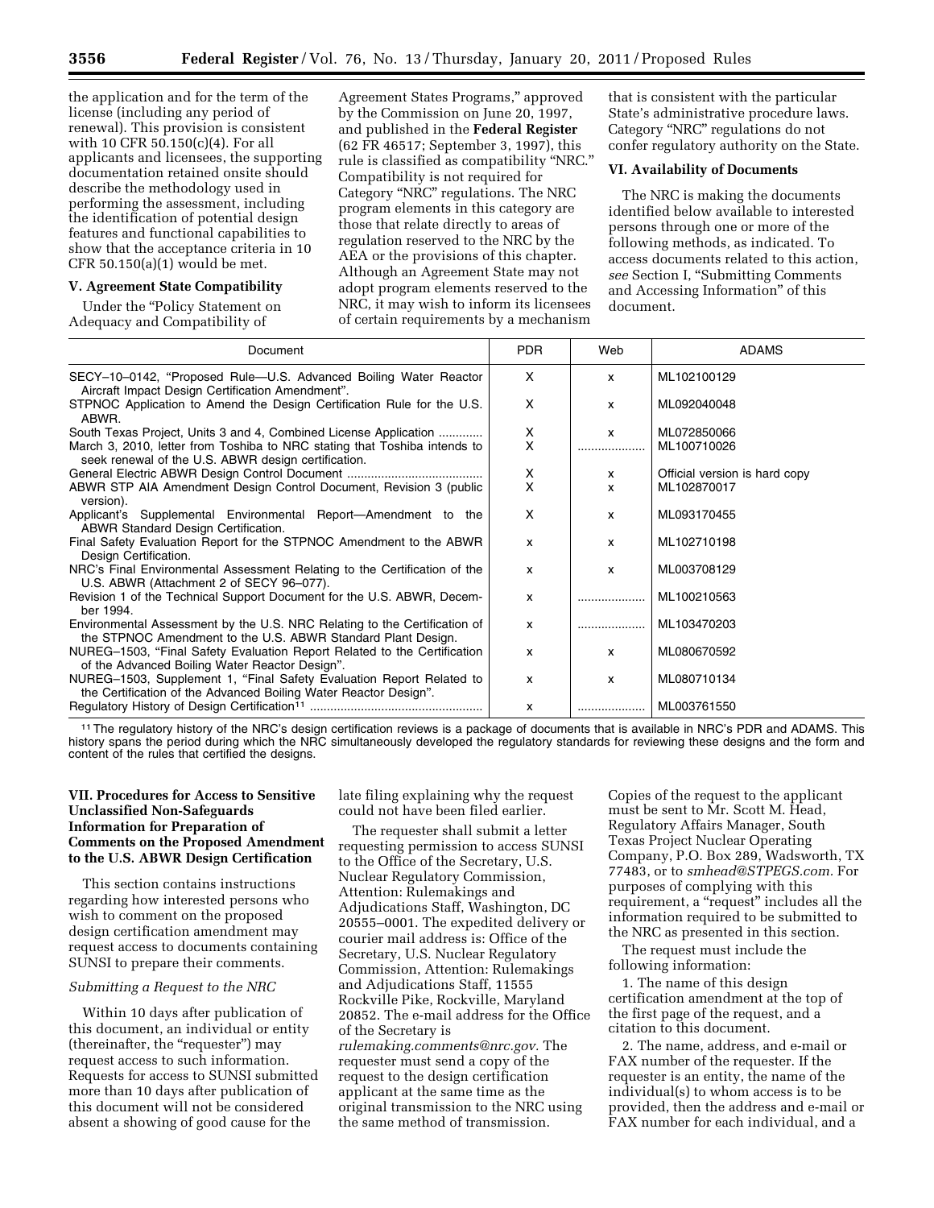the application and for the term of the license (including any period of renewal). This provision is consistent with 10 CFR 50.150(c)(4). For all applicants and licensees, the supporting documentation retained onsite should describe the methodology used in performing the assessment, including the identification of potential design features and functional capabilities to show that the acceptance criteria in 10 CFR 50.150(a)(1) would be met.

## V. Agreement State Compatibility

Under the "Policy Statement on Adequacy and Compatibility of Agreement States Programs," approved by the Commission on June 20, 1997, and published in the **Federal Register** (62 FR 46517; September 3, 1997), this rule is classified as compatibility "NRC." Compatibility is not required for Category "NRC" regulations. The NRC program elements in this category are those that relate directly to areas of regulation reserved to the NRC by the AEA or the provisions of this chapter. Although an Agreement State may not adopt program elements reserved to the NRC, it may wish to inform its licensees of certain requirements by a mechanism that is consistent with the particular State's administrative procedure laws. Category "NRC" regulations do not confer regulatory authority on the State.

## VI. Availability of Documents

The NRC is making the documents identified below available to interested persons through one or more of the following methods, as indicated. To access documents related to this action, *see* Section I, "Submitting Comments and Accessing Information" of this document.

| Document | PDR | Web | ADAMS |
|---|---|---|---|
| SECY–10–0142, "Proposed Rule—U.S. Advanced Boiling Water Reactor Aircraft Impact Design Certification Amendment". | X | x | ML102100129 |
| STPNOC Application to Amend the Design Certification Rule for the U.S. ABWR. | X | x | ML092040048 |
| South Texas Project, Units 3 and 4, Combined License Application | X | x | ML072850066 |
| March 3, 2010, letter from Toshiba to NRC stating that Toshiba intends to seek renewal of the U.S. ABWR design certification. | X | .................... | ML100710026 |
| General Electric ABWR Design Control Document | X | x | Official version is hard copy |
| ABWR STP AIA Amendment Design Control Document, Revision 3 (public version). | X | x | ML102870017 |
| Applicant's Supplemental Environmental Report—Amendment to the ABWR Standard Design Certification. | X | x | ML093170455 |
| Final Safety Evaluation Report for the STPNOC Amendment to the ABWR Design Certification. | x | x | ML102710198 |
| NRC's Final Environmental Assessment Relating to the Certification of the U.S. ABWR (Attachment 2 of SECY 96–077). | x | x | ML003708129 |
| Revision 1 of the Technical Support Document for the U.S. ABWR, December 1994. | x | .................... | ML100210563 |
| Environmental Assessment by the U.S. NRC Relating to the Certification of the STPNOC Amendment to the U.S. ABWR Standard Plant Design. | x | .................... | ML103470203 |
| NUREG–1503, "Final Safety Evaluation Report Related to the Certification of the Advanced Boiling Water Reactor Design". | x | x | ML080670592 |
| NUREG–1503, Supplement 1, "Final Safety Evaluation Report Related to the Certification of the Advanced Boiling Water Reactor Design". | x | x | ML080710134 |
| Regulatory History of Design Certification[11] | x | .................... | ML003761550 |

[11] The regulatory history of the NRC's design certification reviews is a package of documents that is available in NRC's PDR and ADAMS. This history spans the period during which the NRC simultaneously developed the regulatory standards for reviewing these designs and the form and content of the rules that certified the designs.

## VII. Procedures for Access to Sensitive Unclassified Non-Safeguards Information for Preparation of Comments on the Proposed Amendment to the U.S. ABWR Design Certification

This section contains instructions regarding how interested persons who wish to comment on the proposed design certification amendment may request access to documents containing SUNSI to prepare their comments.

*Submitting a Request to the NRC*

Within 10 days after publication of this document, an individual or entity (thereinafter, the "requester") may request access to such information. Requests for access to SUNSI submitted more than 10 days after publication of this document will not be considered absent a showing of good cause for the late filing explaining why the request could not have been filed earlier.

The requester shall submit a letter requesting permission to access SUNSI to the Office of the Secretary, U.S. Nuclear Regulatory Commission, Attention: Rulemakings and Adjudications Staff, Washington, DC 20555–0001. The expedited delivery or courier mail address is: Office of the Secretary, U.S. Nuclear Regulatory Commission, Attention: Rulemakings and Adjudications Staff, 11555 Rockville Pike, Rockville, Maryland 20852. The e-mail address for the Office of the Secretary is *rulemaking.comments@nrc.gov.* The requester must send a copy of the request to the design certification applicant at the same time as the original transmission to the NRC using the same method of transmission. Copies of the request to the applicant must be sent to Mr. Scott M. Head, Regulatory Affairs Manager, South Texas Project Nuclear Operating Company, P.O. Box 289, Wadsworth, TX 77483, or to *smhead@STPEGS.com.* For purposes of complying with this requirement, a "request" includes all the information required to be submitted to the NRC as presented in this section.

The request must include the following information:

1. The name of this design certification amendment at the top of the first page of the request, and a citation to this document.

2. The name, address, and e-mail or FAX number of the requester. If the requester is an entity, the name of the individual(s) to whom access is to be provided, then the address and e-mail or FAX number for each individual, and a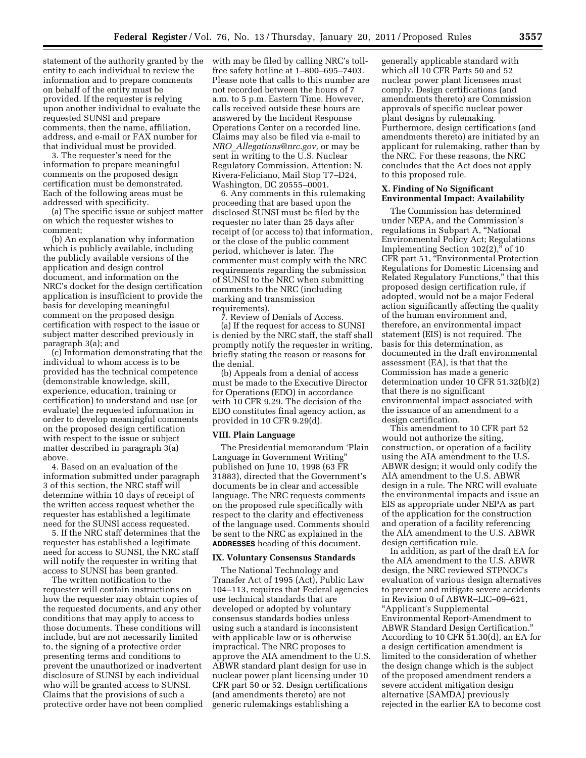statement of the authority granted by the entity to each individual to review the information and to prepare comments on behalf of the entity must be provided. If the requester is relying upon another individual to evaluate the requested SUNSI and prepare comments, then the name, affiliation, address, and e-mail or FAX number for that individual must be provided.

3. The requester's need for the information to prepare meaningful comments on the proposed design certification must be demonstrated. Each of the following areas must be addressed with specificity.

(a) The specific issue or subject matter on which the requester wishes to comment;

(b) An explanation why information which is publicly available, including the publicly available versions of the application and design control document, and information on the NRC's docket for the design certification application is insufficient to provide the basis for developing meaningful comment on the proposed design certification with respect to the issue or subject matter described previously in paragraph 3(a); and

(c) Information demonstrating that the individual to whom access is to be provided has the technical competence (demonstrable knowledge, skill, experience, education, training or certification) to understand and use (or evaluate) the requested information in order to develop meaningful comments on the proposed design certification with respect to the issue or subject matter described in paragraph 3(a) above.

4. Based on an evaluation of the information submitted under paragraph 3 of this section, the NRC staff will determine within 10 days of receipt of the written access request whether the requester has established a legitimate need for the SUNSI access requested.

5. If the NRC staff determines that the requester has established a legitimate need for access to SUNSI, the NRC staff will notify the requester in writing that access to SUNSI has been granted.

The written notification to the requester will contain instructions on how the requester may obtain copies of the requested documents, and any other conditions that may apply to access to those documents. These conditions will include, but are not necessarily limited to, the signing of a protective order presenting terms and conditions to prevent the unauthorized or inadvertent disclosure of SUNSI by each individual who will be granted access to SUNSI. Claims that the provisions of such a protective order have not been complied with may be filed by calling NRC's toll-free safety hotline at 1–800–695–7403. Please note that calls to this number are not recorded between the hours of 7 a.m. to 5 p.m. Eastern Time. However, calls received outside these hours are answered by the Incident Response Operations Center on a recorded line. Claims may also be filed via e-mail to *NRO_Allegations@nrc.gov,* or may be sent in writing to the U.S. Nuclear Regulatory Commission, Attention: N. Rivera-Feliciano, Mail Stop T7–D24, Washington, DC 20555–0001.

6. Any comments in this rulemaking proceeding that are based upon the disclosed SUNSI must be filed by the requester no later than 25 days after receipt of (or access to) that information, or the close of the public comment period, whichever is later. The commenter must comply with the NRC requirements regarding the submission of SUNSI to the NRC when submitting comments to the NRC (including marking and transmission requirements).

7. Review of Denials of Access.

(a) If the request for access to SUNSI is denied by the NRC staff, the staff shall promptly notify the requester in writing, briefly stating the reason or reasons for the denial.

(b) Appeals from a denial of access must be made to the Executive Director for Operations (EDO) in accordance with 10 CFR 9.29. The decision of the EDO constitutes final agency action, as provided in 10 CFR 9.29(d).

## VIII. Plain Language

The Presidential memorandum 'Plain Language in Government Writing" published on June 10, 1998 (63 FR 31883), directed that the Government's documents be in clear and accessible language. The NRC requests comments on the proposed rule specifically with respect to the clarity and effectiveness of the language used. Comments should be sent to the NRC as explained in the **ADDRESSES** heading of this document.

## IX. Voluntary Consensus Standards

The National Technology and Transfer Act of 1995 (Act), Public Law 104–113, requires that Federal agencies use technical standards that are developed or adopted by voluntary consensus standards bodies unless using such a standard is inconsistent with applicable law or is otherwise impractical. The NRC proposes to approve the AIA amendment to the U.S. ABWR standard plant design for use in nuclear power plant licensing under 10 CFR part 50 or 52. Design certifications (and amendments thereto) are not generic rulemakings establishing a generally applicable standard with which all 10 CFR Parts 50 and 52 nuclear power plant licensees must comply. Design certifications (and amendments thereto) are Commission approvals of specific nuclear power plant designs by rulemaking. Furthermore, design certifications (and amendments thereto) are initiated by an applicant for rulemaking, rather than by the NRC. For these reasons, the NRC concludes that the Act does not apply to this proposed rule.

## X. Finding of No Significant Environmental Impact: Availability

The Commission has determined under NEPA, and the Commission's regulations in Subpart A, "National Environmental Policy Act; Regulations Implementing Section 102(2)," of 10 CFR part 51, "Environmental Protection Regulations for Domestic Licensing and Related Regulatory Functions," that this proposed design certification rule, if adopted, would not be a major Federal action significantly affecting the quality of the human environment and, therefore, an environmental impact statement (EIS) is not required. The basis for this determination, as documented in the draft environmental assessment (EA), is that that the Commission has made a generic determination under 10 CFR 51.32(b)(2) that there is no significant environmental impact associated with the issuance of an amendment to a design certification.

This amendment to 10 CFR part 52 would not authorize the siting, construction, or operation of a facility using the AIA amendment to the U.S. ABWR design; it would only codify the AIA amendment to the U.S. ABWR design in a rule. The NRC will evaluate the environmental impacts and issue an EIS as appropriate under NEPA as part of the application for the construction and operation of a facility referencing the AIA amendment to the U.S. ABWR design certification rule.

In addition, as part of the draft EA for the AIA amendment to the U.S. ABWR design, the NRC reviewed STPNOC's evaluation of various design alternatives to prevent and mitigate severe accidents in Revision 0 of ABWR–LIC–09–621, "Applicant's Supplemental Environmental Report-Amendment to ABWR Standard Design Certification." According to 10 CFR 51.30(d), an EA for a design certification amendment is limited to the consideration of whether the design change which is the subject of the proposed amendment renders a severe accident mitigation design alternative (SAMDA) previously rejected in the earlier EA to become cost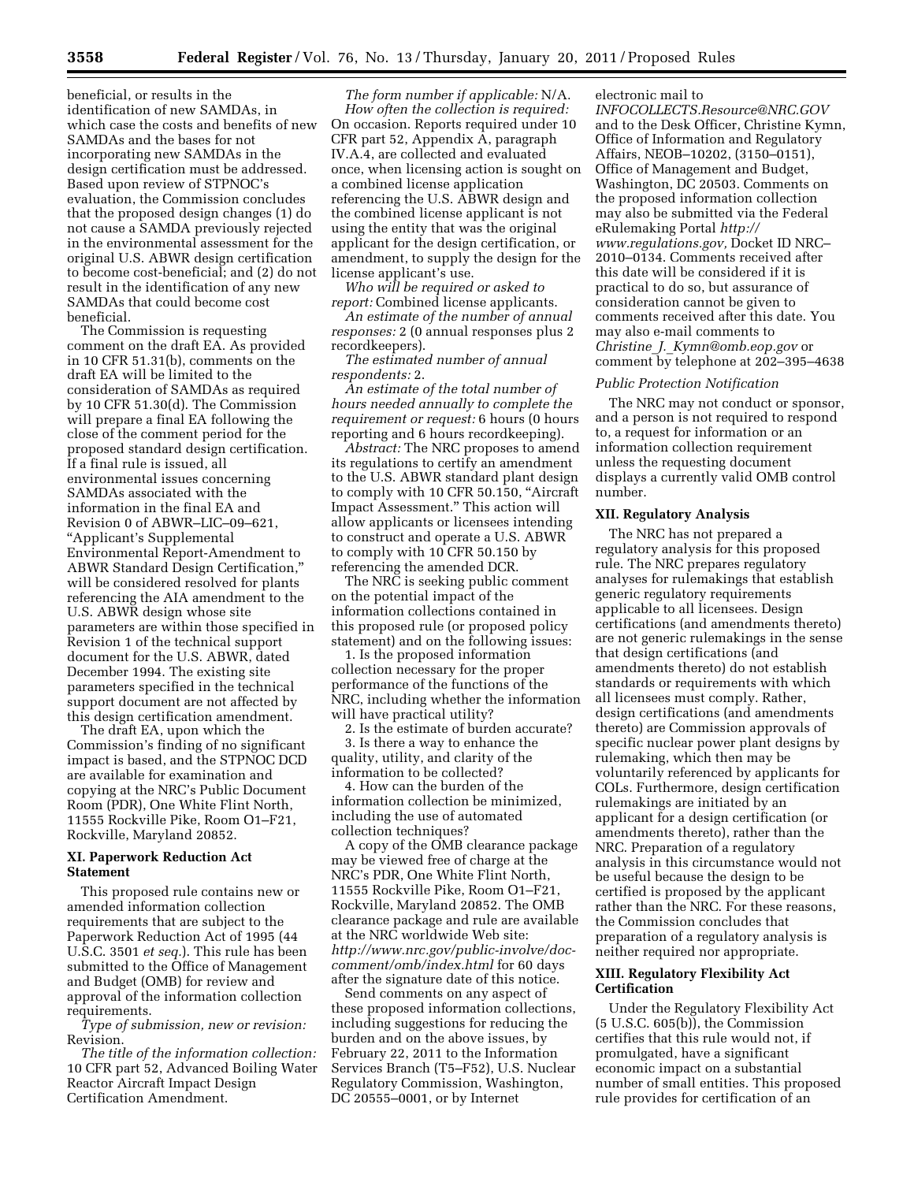beneficial, or results in the identification of new SAMDAs, in which case the costs and benefits of new SAMDAs and the bases for not incorporating new SAMDAs in the design certification must be addressed. Based upon review of STPNOC's evaluation, the Commission concludes that the proposed design changes (1) do not cause a SAMDA previously rejected in the environmental assessment for the original U.S. ABWR design certification to become cost-beneficial; and (2) do not result in the identification of any new SAMDAs that could become cost beneficial.

The Commission is requesting comment on the draft EA. As provided in 10 CFR 51.31(b), comments on the draft EA will be limited to the consideration of SAMDAs as required by 10 CFR 51.30(d). The Commission will prepare a final EA following the close of the comment period for the proposed standard design certification. If a final rule is issued, all environmental issues concerning SAMDAs associated with the information in the final EA and Revision 0 of ABWR–LIC–09–621, "Applicant's Supplemental Environmental Report-Amendment to ABWR Standard Design Certification," will be considered resolved for plants referencing the AIA amendment to the U.S. ABWR design whose site parameters are within those specified in Revision 1 of the technical support document for the U.S. ABWR, dated December 1994. The existing site parameters specified in the technical support document are not affected by this design certification amendment.

The draft EA, upon which the Commission's finding of no significant impact is based, and the STPNOC DCD are available for examination and copying at the NRC's Public Document Room (PDR), One White Flint North, 11555 Rockville Pike, Room O1–F21, Rockville, Maryland 20852.

## XI. Paperwork Reduction Act Statement

This proposed rule contains new or amended information collection requirements that are subject to the Paperwork Reduction Act of 1995 (44 U.S.C. 3501 *et seq.*). This rule has been submitted to the Office of Management and Budget (OMB) for review and approval of the information collection requirements.

*Type of submission, new or revision:* Revision.

*The title of the information collection:* 10 CFR part 52, Advanced Boiling Water Reactor Aircraft Impact Design Certification Amendment.

*The form number if applicable:* N/A.

*How often the collection is required:* On occasion. Reports required under 10 CFR part 52, Appendix A, paragraph IV.A.4, are collected and evaluated once, when licensing action is sought on a combined license application referencing the U.S. ABWR design and the combined license applicant is not using the entity that was the original applicant for the design certification, or amendment, to supply the design for the license applicant's use.

*Who will be required or asked to report:* Combined license applicants.

*An estimate of the number of annual responses:* 2 (0 annual responses plus 2 recordkeepers).

*The estimated number of annual respondents:* 2.

*An estimate of the total number of hours needed annually to complete the requirement or request:* 6 hours (0 hours reporting and 6 hours recordkeeping).

*Abstract:* The NRC proposes to amend its regulations to certify an amendment to the U.S. ABWR standard plant design to comply with 10 CFR 50.150, "Aircraft Impact Assessment." This action will allow applicants or licensees intending to construct and operate a U.S. ABWR to comply with 10 CFR 50.150 by referencing the amended DCR.

The NRC is seeking public comment on the potential impact of the information collections contained in this proposed rule (or proposed policy statement) and on the following issues:

1. Is the proposed information collection necessary for the proper performance of the functions of the NRC, including whether the information will have practical utility?
2. Is the estimate of burden accurate?
3. Is there a way to enhance the quality, utility, and clarity of the information to be collected?
4. How can the burden of the information collection be minimized, including the use of automated collection techniques?

A copy of the OMB clearance package may be viewed free of charge at the NRC's PDR, One White Flint North, 11555 Rockville Pike, Room O1–F21, Rockville, Maryland 20852. The OMB clearance package and rule are available at the NRC worldwide Web site: *http://www.nrc.gov/public-involve/doc-comment/omb/index.html* for 60 days after the signature date of this notice.

Send comments on any aspect of these proposed information collections, including suggestions for reducing the burden and on the above issues, by February 22, 2011 to the Information Services Branch (T5–F52), U.S. Nuclear Regulatory Commission, Washington, DC 20555–0001, or by Internet electronic mail to *INFOCOLLECTS.Resource@NRC.GOV* and to the Desk Officer, Christine Kymn, Office of Information and Regulatory Affairs, NEOB–10202, (3150–0151), Office of Management and Budget, Washington, DC 20503. Comments on the proposed information collection may also be submitted via the Federal eRulemaking Portal *http://www.regulations.gov,* Docket ID NRC–2010–0134. Comments received after this date will be considered if it is practical to do so, but assurance of consideration cannot be given to comments received after this date. You may also e-mail comments to *Christine_J._Kymn@omb.eop.gov* or comment by telephone at 202–395–4638

### *Public Protection Notification*

The NRC may not conduct or sponsor, and a person is not required to respond to, a request for information or an information collection requirement unless the requesting document displays a currently valid OMB control number.

## XII. Regulatory Analysis

The NRC has not prepared a regulatory analysis for this proposed rule. The NRC prepares regulatory analyses for rulemakings that establish generic regulatory requirements applicable to all licensees. Design certifications (and amendments thereto) are not generic rulemakings in the sense that design certifications (and amendments thereto) do not establish standards or requirements with which all licensees must comply. Rather, design certifications (and amendments thereto) are Commission approvals of specific nuclear power plant designs by rulemaking, which then may be voluntarily referenced by applicants for COLs. Furthermore, design certification rulemakings are initiated by an applicant for a design certification (or amendments thereto), rather than the NRC. Preparation of a regulatory analysis in this circumstance would not be useful because the design to be certified is proposed by the applicant rather than the NRC. For these reasons, the Commission concludes that preparation of a regulatory analysis is neither required nor appropriate.

## XIII. Regulatory Flexibility Act Certification

Under the Regulatory Flexibility Act (5 U.S.C. 605(b)), the Commission certifies that this rule would not, if promulgated, have a significant economic impact on a substantial number of small entities. This proposed rule provides for certification of an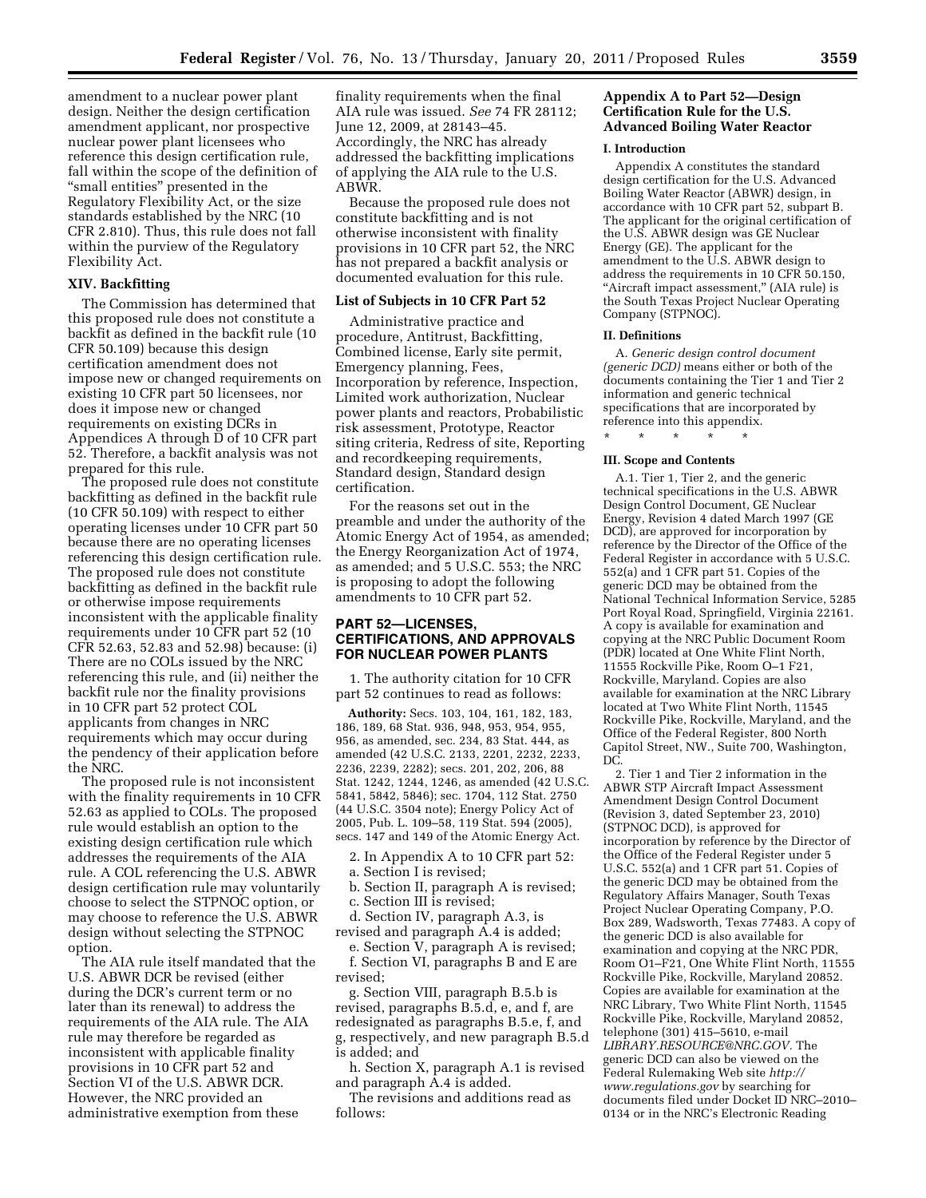amendment to a nuclear power plant design. Neither the design certification amendment applicant, nor prospective nuclear power plant licensees who reference this design certification rule, fall within the scope of the definition of "small entities" presented in the Regulatory Flexibility Act, or the size standards established by the NRC (10 CFR 2.810). Thus, this rule does not fall within the purview of the Regulatory Flexibility Act.

### XIV. Backfitting

The Commission has determined that this proposed rule does not constitute a backfit as defined in the backfit rule (10 CFR 50.109) because this design certification amendment does not impose new or changed requirements on existing 10 CFR part 50 licensees, nor does it impose new or changed requirements on existing DCRs in Appendices A through D of 10 CFR part 52. Therefore, a backfit analysis was not prepared for this rule.

The proposed rule does not constitute backfitting as defined in the backfit rule (10 CFR 50.109) with respect to either operating licenses under 10 CFR part 50 because there are no operating licenses referencing this design certification rule. The proposed rule does not constitute backfitting as defined in the backfit rule or otherwise impose requirements inconsistent with the applicable finality requirements under 10 CFR part 52 (10 CFR 52.63, 52.83 and 52.98) because: (i) There are no COLs issued by the NRC referencing this rule, and (ii) neither the backfit rule nor the finality provisions in 10 CFR part 52 protect COL applicants from changes in NRC requirements which may occur during the pendency of their application before the NRC.

The proposed rule is not inconsistent with the finality requirements in 10 CFR 52.63 as applied to COLs. The proposed rule would establish an option to the existing design certification rule which addresses the requirements of the AIA rule. A COL referencing the U.S. ABWR design certification rule may voluntarily choose to select the STPNOC option, or may choose to reference the U.S. ABWR design without selecting the STPNOC option.

The AIA rule itself mandated that the U.S. ABWR DCR be revised (either during the DCR's current term or no later than its renewal) to address the requirements of the AIA rule. The AIA rule may therefore be regarded as inconsistent with applicable finality provisions in 10 CFR part 52 and Section VI of the U.S. ABWR DCR. However, the NRC provided an administrative exemption from these finality requirements when the final AIA rule was issued. *See* 74 FR 28112; June 12, 2009, at 28143–45. Accordingly, the NRC has already addressed the backfitting implications of applying the AIA rule to the U.S. ABWR.

Because the proposed rule does not constitute backfitting and is not otherwise inconsistent with finality provisions in 10 CFR part 52, the NRC has not prepared a backfit analysis or documented evaluation for this rule.

### List of Subjects in 10 CFR Part 52

Administrative practice and procedure, Antitrust, Backfitting, Combined license, Early site permit, Emergency planning, Fees, Incorporation by reference, Inspection, Limited work authorization, Nuclear power plants and reactors, Probabilistic risk assessment, Prototype, Reactor siting criteria, Redress of site, Reporting and recordkeeping requirements, Standard design, Standard design certification.

For the reasons set out in the preamble and under the authority of the Atomic Energy Act of 1954, as amended; the Energy Reorganization Act of 1974, as amended; and 5 U.S.C. 553; the NRC is proposing to adopt the following amendments to 10 CFR part 52.

## PART 52—LICENSES, CERTIFICATIONS, AND APPROVALS FOR NUCLEAR POWER PLANTS

1. The authority citation for 10 CFR part 52 continues to read as follows:

**Authority:** Secs. 103, 104, 161, 182, 183, 186, 189, 68 Stat. 936, 948, 953, 954, 955, 956, as amended, sec. 234, 83 Stat. 444, as amended (42 U.S.C. 2133, 2201, 2232, 2233, 2236, 2239, 2282); secs. 201, 202, 206, 88 Stat. 1242, 1244, 1246, as amended (42 U.S.C. 5841, 5842, 5846); sec. 1704, 112 Stat. 2750 (44 U.S.C. 3504 note); Energy Policy Act of 2005, Pub. L. 109–58, 119 Stat. 594 (2005), secs. 147 and 149 of the Atomic Energy Act.

2. In Appendix A to 10 CFR part 52:

a. Section I is revised;

b. Section II, paragraph A is revised;

c. Section III is revised;

d. Section IV, paragraph A.3, is revised and paragraph A.4 is added;

e. Section V, paragraph A is revised;

f. Section VI, paragraphs B and E are revised;

g. Section VIII, paragraph B.5.b is revised, paragraphs B.5.d, e, and f, are redesignated as paragraphs B.5.e, f, and g, respectively, and new paragraph B.5.d is added; and

h. Section X, paragraph A.1 is revised and paragraph A.4 is added.

The revisions and additions read as follows:

### Appendix A to Part 52—Design Certification Rule for the U.S. Advanced Boiling Water Reactor

#### I. Introduction

Appendix A constitutes the standard design certification for the U.S. Advanced Boiling Water Reactor (ABWR) design, in accordance with 10 CFR part 52, subpart B. The applicant for the original certification of the U.S. ABWR design was GE Nuclear Energy (GE). The applicant for the amendment to the U.S. ABWR design to address the requirements in 10 CFR 50.150, "Aircraft impact assessment," (AIA rule) is the South Texas Project Nuclear Operating Company (STPNOC).

#### II. Definitions

A. *Generic design control document (generic DCD)* means either or both of the documents containing the Tier 1 and Tier 2 information and generic technical specifications that are incorporated by reference into this appendix.

\* \* \* \* \*

#### III. Scope and Contents

A.1. Tier 1, Tier 2, and the generic technical specifications in the U.S. ABWR Design Control Document, GE Nuclear Energy, Revision 4 dated March 1997 (GE DCD), are approved for incorporation by reference by the Director of the Office of the Federal Register in accordance with 5 U.S.C. 552(a) and 1 CFR part 51. Copies of the generic DCD may be obtained from the National Technical Information Service, 5285 Port Royal Road, Springfield, Virginia 22161. A copy is available for examination and copying at the NRC Public Document Room (PDR) located at One White Flint North, 11555 Rockville Pike, Room O–1 F21, Rockville, Maryland. Copies are also available for examination at the NRC Library located at Two White Flint North, 11545 Rockville Pike, Rockville, Maryland, and the Office of the Federal Register, 800 North Capitol Street, NW., Suite 700, Washington, DC.

2. Tier 1 and Tier 2 information in the ABWR STP Aircraft Impact Assessment Amendment Design Control Document (Revision 3, dated September 23, 2010) (STPNOC DCD), is approved for incorporation by reference by the Director of the Office of the Federal Register under 5 U.S.C. 552(a) and 1 CFR part 51. Copies of the generic DCD may be obtained from the Regulatory Affairs Manager, South Texas Project Nuclear Operating Company, P.O. Box 289, Wadsworth, Texas 77483. A copy of the generic DCD is also available for examination and copying at the NRC PDR, Room O1–F21, One White Flint North, 11555 Rockville Pike, Rockville, Maryland 20852. Copies are available for examination at the NRC Library, Two White Flint North, 11545 Rockville Pike, Rockville, Maryland 20852, telephone (301) 415–5610, e-mail *LIBRARY.RESOURCE@NRC.GOV*. The generic DCD can also be viewed on the Federal Rulemaking Web site *http://www.regulations.gov* by searching for documents filed under Docket ID NRC–2010–0134 or in the NRC's Electronic Reading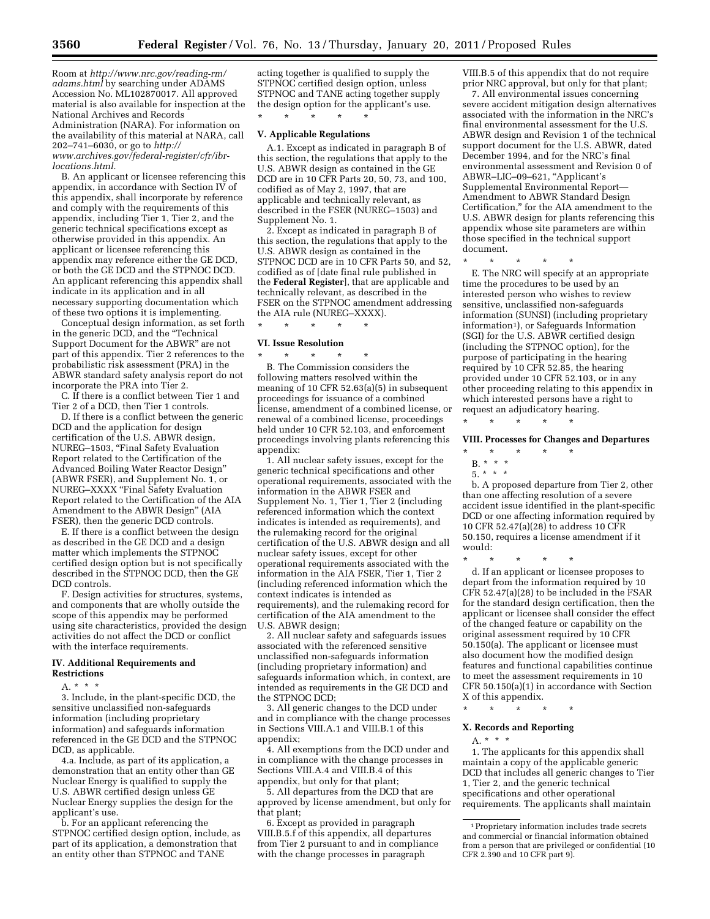Room at *http://www.nrc.gov/reading-rm/adams.html* by searching under ADAMS Accession No. ML102870017. All approved material is also available for inspection at the National Archives and Records Administration (NARA). For information on the availability of this material at NARA, call 202–741–6030, or go to *http://www.archives.gov/federal-register/cfr/ibr-locations.html*.

B. An applicant or licensee referencing this appendix, in accordance with Section IV of this appendix, shall incorporate by reference and comply with the requirements of this appendix, including Tier 1, Tier 2, and the generic technical specifications except as otherwise provided in this appendix. An applicant or licensee referencing this appendix may reference either the GE DCD, or both the GE DCD and the STPNOC DCD. An applicant referencing this appendix shall indicate in its application and in all necessary supporting documentation which of these two options it is implementing.

Conceptual design information, as set forth in the generic DCD, and the "Technical Support Document for the ABWR" are not part of this appendix. Tier 2 references to the probabilistic risk assessment (PRA) in the ABWR standard safety analysis report do not incorporate the PRA into Tier 2.

C. If there is a conflict between Tier 1 and Tier 2 of a DCD, then Tier 1 controls.

D. If there is a conflict between the generic DCD and the application for design certification of the U.S. ABWR design, NUREG–1503, "Final Safety Evaluation Report related to the Certification of the Advanced Boiling Water Reactor Design" (ABWR FSER), and Supplement No. 1, or NUREG–XXXX "Final Safety Evaluation Report related to the Certification of the AIA Amendment to the ABWR Design" (AIA FSER), then the generic DCD controls.

E. If there is a conflict between the design as described in the GE DCD and a design matter which implements the STPNOC certified design option but is not specifically described in the STPNOC DCD, then the GE DCD controls.

F. Design activities for structures, systems, and components that are wholly outside the scope of this appendix may be performed using site characteristics, provided the design activities do not affect the DCD or conflict with the interface requirements.

### IV. Additional Requirements and Restrictions

A. * * *

3. Include, in the plant-specific DCD, the sensitive unclassified non-safeguards information (including proprietary information) and safeguards information referenced in the GE DCD and the STPNOC DCD, as applicable.

4.a. Include, as part of its application, a demonstration that an entity other than GE Nuclear Energy is qualified to supply the U.S. ABWR certified design unless GE Nuclear Energy supplies the design for the applicant's use.

b. For an applicant referencing the STPNOC certified design option, include, as part of its application, a demonstration that an entity other than STPNOC and TANE acting together is qualified to supply the STPNOC certified design option, unless STPNOC and TANE acting together supply the design option for the applicant's use.

\* \* \* \* \*

### V. Applicable Regulations

A.1. Except as indicated in paragraph B of this section, the regulations that apply to the U.S. ABWR design as contained in the GE DCD are in 10 CFR Parts 20, 50, 73, and 100, codified as of May 2, 1997, that are applicable and technically relevant, as described in the FSER (NUREG–1503) and Supplement No. 1.

2. Except as indicated in paragraph B of this section, the regulations that apply to the U.S. ABWR design as contained in the STPNOC DCD are in 10 CFR Parts 50, and 52, codified as of [date final rule published in the **Federal Register**], that are applicable and technically relevant, as described in the FSER on the STPNOC amendment addressing the AIA rule (NUREG–XXXX).

\* \* \* \* \*

### VI. Issue Resolution

\* \* \* \* \*

B. The Commission considers the following matters resolved within the meaning of 10 CFR 52.63(a)(5) in subsequent proceedings for issuance of a combined license, amendment of a combined license, or renewal of a combined license, proceedings held under 10 CFR 52.103, and enforcement proceedings involving plants referencing this appendix:

1. All nuclear safety issues, except for the generic technical specifications and other operational requirements, associated with the information in the ABWR FSER and Supplement No. 1, Tier 1, Tier 2 (including referenced information which the context indicates is intended as requirements), and the rulemaking record for the original certification of the U.S. ABWR design and all nuclear safety issues, except for other operational requirements associated with the information in the AIA FSER, Tier 1, Tier 2 (including referenced information which the context indicates is intended as requirements), and the rulemaking record for certification of the AIA amendment to the U.S. ABWR design;

2. All nuclear safety and safeguards issues associated with the referenced sensitive unclassified non-safeguards information (including proprietary information) and safeguards information which, in context, are intended as requirements in the GE DCD and the STPNOC DCD;

3. All generic changes to the DCD under and in compliance with the change processes in Sections VIII.A.1 and VIII.B.1 of this appendix;

4. All exemptions from the DCD under and in compliance with the change processes in Sections VIII.A.4 and VIII.B.4 of this appendix, but only for that plant;

5. All departures from the DCD that are approved by license amendment, but only for that plant;

6. Except as provided in paragraph VIII.B.5.f of this appendix, all departures from Tier 2 pursuant to and in compliance with the change processes in paragraph VIII.B.5 of this appendix that do not require prior NRC approval, but only for that plant;

7. All environmental issues concerning severe accident mitigation design alternatives associated with the information in the NRC's final environmental assessment for the U.S. ABWR design and Revision 1 of the technical support document for the U.S. ABWR, dated December 1994, and for the NRC's final environmental assessment and Revision 0 of ABWR–LIC–09–621, "Applicant's Supplemental Environmental Report—Amendment to ABWR Standard Design Certification," for the AIA amendment to the U.S. ABWR design for plants referencing this appendix whose site parameters are within those specified in the technical support document.

\* \* \* \* \*

E. The NRC will specify at an appropriate time the procedures to be used by an interested person who wishes to review sensitive, unclassified non-safeguards information (SUNSI) (including proprietary information[1]), or Safeguards Information (SGI) for the U.S. ABWR certified design (including the STPNOC option), for the purpose of participating in the hearing required by 10 CFR 52.85, the hearing provided under 10 CFR 52.103, or in any other proceeding relating to this appendix in which interested persons have a right to request an adjudicatory hearing.

\* \* \* \* \*

### VIII. Processes for Changes and Departures

\* \* \* \* \*

B. * * *

5. * * *

b. A proposed departure from Tier 2, other than one affecting resolution of a severe accident issue identified in the plant-specific DCD or one affecting information required by 10 CFR 52.47(a)(28) to address 10 CFR 50.150, requires a license amendment if it would:

\* \* \* \* \*

d. If an applicant or licensee proposes to depart from the information required by 10 CFR 52.47(a)(28) to be included in the FSAR for the standard design certification, then the applicant or licensee shall consider the effect of the changed feature or capability on the original assessment required by 10 CFR 50.150(a). The applicant or licensee must also document how the modified design features and functional capabilities continue to meet the assessment requirements in 10 CFR 50.150(a)(1) in accordance with Section X of this appendix.

\* \* \* \* \*

### X. Records and Reporting

A. * * *

1. The applicants for this appendix shall maintain a copy of the applicable generic DCD that includes all generic changes to Tier 1, Tier 2, and the generic technical specifications and other operational requirements. The applicants shall maintain

[1] Proprietary information includes trade secrets and commercial or financial information obtained from a person that are privileged or confidential (10 CFR 2.390 and 10 CFR part 9).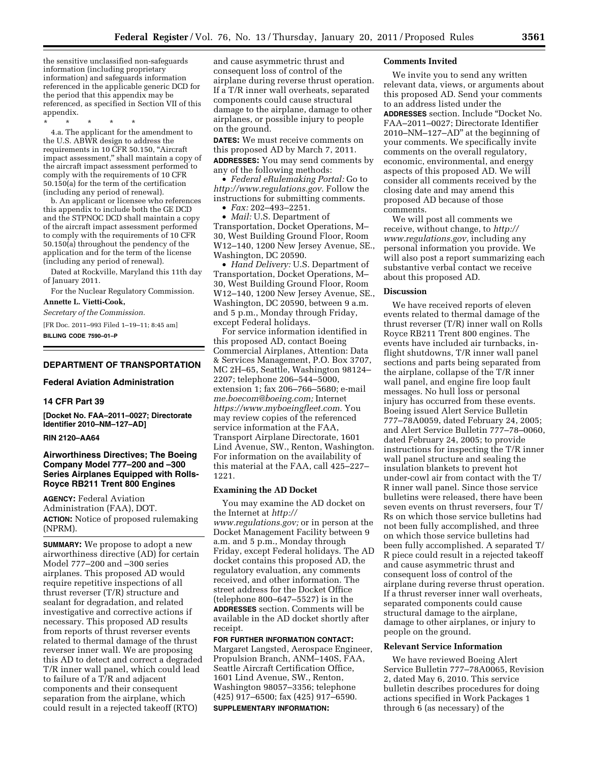the sensitive unclassified non-safeguards information (including proprietary information) and safeguards information referenced in the applicable generic DCD for the period that this appendix may be referenced, as specified in Section VII of this appendix.

\* \* \* \* \*

4.a. The applicant for the amendment to the U.S. ABWR design to address the requirements in 10 CFR 50.150, "Aircraft impact assessment," shall maintain a copy of the aircraft impact assessment performed to comply with the requirements of 10 CFR 50.150(a) for the term of the certification (including any period of renewal).

b. An applicant or licensee who references this appendix to include both the GE DCD and the STPNOC DCD shall maintain a copy of the aircraft impact assessment performed to comply with the requirements of 10 CFR 50.150(a) throughout the pendency of the application and for the term of the license (including any period of renewal).

Dated at Rockville, Maryland this 11th day of January 2011.

For the Nuclear Regulatory Commission.

**Annette L. Vietti-Cook,**

*Secretary of the Commission.*

[FR Doc. 2011–993 Filed 1–19–11; 8:45 am]

**BILLING CODE 7590–01–P**

## DEPARTMENT OF TRANSPORTATION

### Federal Aviation Administration

### 14 CFR Part 39

**[Docket No. FAA–2011–0027; Directorate Identifier 2010–NM–127–AD]**

**RIN 2120–AA64**

### Airworthiness Directives; The Boeing Company Model 777–200 and –300 Series Airplanes Equipped with Rolls-Royce RB211 Trent 800 Engines

**AGENCY:** Federal Aviation Administration (FAA), DOT.

**ACTION:** Notice of proposed rulemaking (NPRM).

**SUMMARY:** We propose to adopt a new airworthiness directive (AD) for certain Model 777–200 and –300 series airplanes. This proposed AD would require repetitive inspections of all thrust reverser (T/R) structure and sealant for degradation, and related investigative and corrective actions if necessary. This proposed AD results from reports of thrust reverser events related to thermal damage of the thrust reverser inner wall. We are proposing this AD to detect and correct a degraded T/R inner wall panel, which could lead to failure of a T/R and adjacent components and their consequent separation from the airplane, which could result in a rejected takeoff (RTO) and cause asymmetric thrust and consequent loss of control of the airplane during reverse thrust operation. If a T/R inner wall overheats, separated components could cause structural damage to the airplane, damage to other airplanes, or possible injury to people on the ground.

**DATES:** We must receive comments on this proposed AD by March 7, 2011.

**ADDRESSES:** You may send comments by any of the following methods:

- *Federal eRulemaking Portal:* Go to *http://www.regulations.gov.* Follow the instructions for submitting comments.
- *Fax:* 202–493–2251.
- *Mail:* U.S. Department of Transportation, Docket Operations, M–30, West Building Ground Floor, Room W12–140, 1200 New Jersey Avenue, SE., Washington, DC 20590.
- *Hand Delivery:* U.S. Department of Transportation, Docket Operations, M–30, West Building Ground Floor, Room W12–140, 1200 New Jersey Avenue, SE., Washington, DC 20590, between 9 a.m. and 5 p.m., Monday through Friday, except Federal holidays.

For service information identified in this proposed AD, contact Boeing Commercial Airplanes, Attention: Data & Services Management, P.O. Box 3707, MC 2H–65, Seattle, Washington 98124–2207; telephone 206–544–5000, extension 1; fax 206–766–5680; e-mail *me.boecom@boeing.com;* Internet *https://www.myboeingfleet.com.* You may review copies of the referenced service information at the FAA, Transport Airplane Directorate, 1601 Lind Avenue, SW., Renton, Washington. For information on the availability of this material at the FAA, call 425–227–1221.

#### Examining the AD Docket

You may examine the AD docket on the Internet at *http://www.regulations.gov;* or in person at the Docket Management Facility between 9 a.m. and 5 p.m., Monday through Friday, except Federal holidays. The AD docket contains this proposed AD, the regulatory evaluation, any comments received, and other information. The street address for the Docket Office (telephone 800–647–5527) is in the **ADDRESSES** section. Comments will be available in the AD docket shortly after receipt.

**FOR FURTHER INFORMATION CONTACT:** Margaret Langsted, Aerospace Engineer, Propulsion Branch, ANM–140S, FAA, Seattle Aircraft Certification Office, 1601 Lind Avenue, SW., Renton, Washington 98057–3356; telephone (425) 917–6500; fax (425) 917–6590.

**SUPPLEMENTARY INFORMATION:**

#### Comments Invited

We invite you to send any written relevant data, views, or arguments about this proposed AD. Send your comments to an address listed under the **ADDRESSES** section. Include "Docket No. FAA–2011–0027; Directorate Identifier 2010–NM–127–AD" at the beginning of your comments. We specifically invite comments on the overall regulatory, economic, environmental, and energy aspects of this proposed AD. We will consider all comments received by the closing date and may amend this proposed AD because of those comments.

We will post all comments we receive, without change, to *http://www.regulations.gov,* including any personal information you provide. We will also post a report summarizing each substantive verbal contact we receive about this proposed AD.

#### Discussion

We have received reports of eleven events related to thermal damage of the thrust reverser (T/R) inner wall on Rolls Royce RB211 Trent 800 engines. The events have included air turnbacks, in-flight shutdowns, T/R inner wall panel sections and parts being separated from the airplane, collapse of the T/R inner wall panel, and engine fire loop fault messages. No hull loss or personal injury has occurred from these events. Boeing issued Alert Service Bulletin 777–78A0059, dated February 24, 2005; and Alert Service Bulletin 777–78–0060, dated February 24, 2005; to provide instructions for inspecting the T/R inner wall panel structure and sealing the insulation blankets to prevent hot under-cowl air from contact with the T/R inner wall panel. Since those service bulletins were released, there have been seven events on thrust reversers, four T/Rs on which those service bulletins had not been fully accomplished, and three on which those service bulletins had been fully accomplished. A separated T/R piece could result in a rejected takeoff and cause asymmetric thrust and consequent loss of control of the airplane during reverse thrust operation. If a thrust reverser inner wall overheats, separated components could cause structural damage to the airplane, damage to other airplanes, or injury to people on the ground.

#### Relevant Service Information

We have reviewed Boeing Alert Service Bulletin 777–78A0065, Revision 2, dated May 6, 2010. This service bulletin describes procedures for doing actions specified in Work Packages 1 through 6 (as necessary) of the